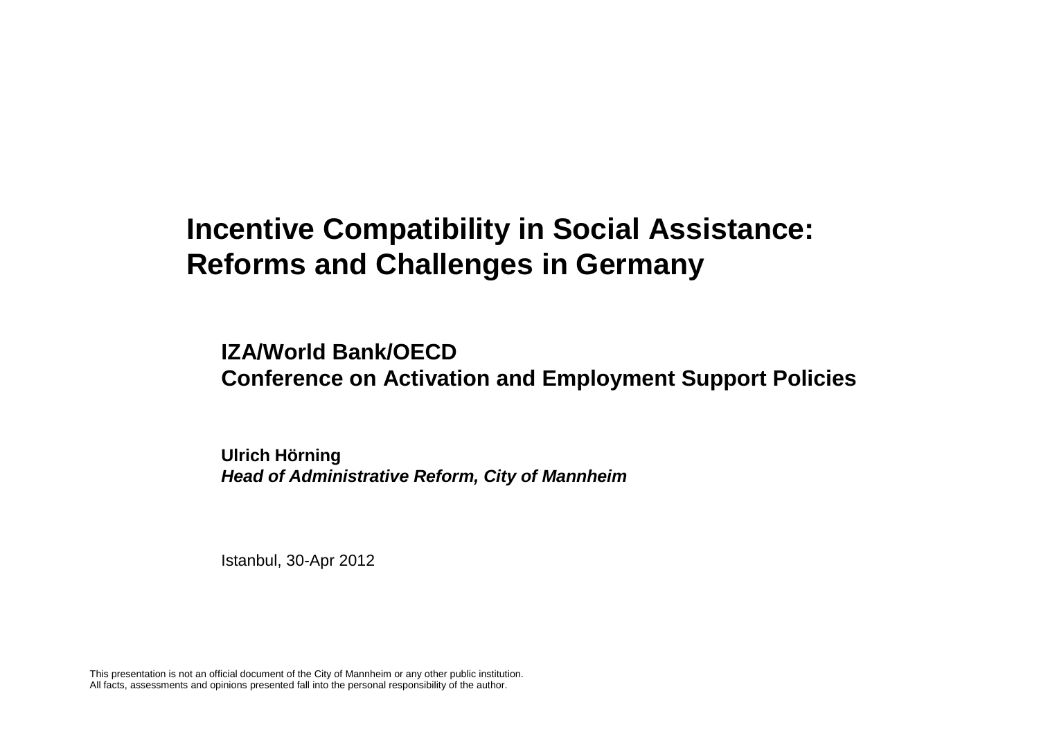# Incentive Compatibility in Social Assistance: Reforms and Challenges in Germany

**IZA/World Bank/OECD**
**Conference on Activation and Employment Support Policies**

**Ulrich Hörning**
***Head of Administrative Reform, City of Mannheim***

Istanbul, 30-Apr 2012

This presentation is not an official document of the City of Mannheim or any other public institution.
All facts, assessments and opinions presented fall into the personal responsibility of the author.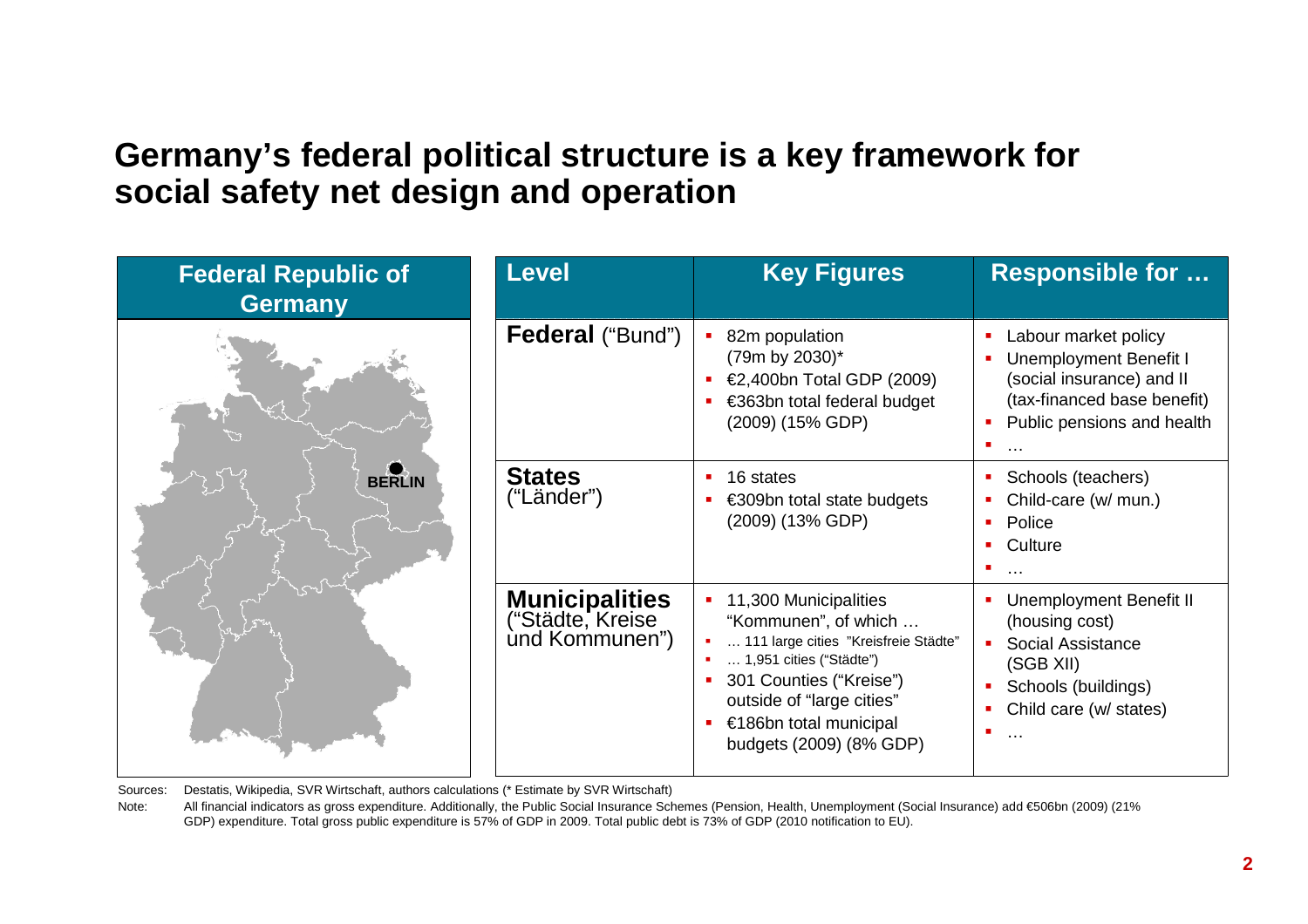# Germany's federal political structure is a key framework for social safety net design and operation

**Federal Republic of Germany**

BERLIN

| Level | Key Figures | Responsible for … |
|---|---|---|
| **Federal** ("Bund") | ▪ 82m population (79m by 2030)*<br>▪ €2,400bn Total GDP (2009)<br>▪ €363bn total federal budget (2009) (15% GDP) | ▪ Labour market policy<br>▪ Unemployment Benefit I (social insurance) and II (tax-financed base benefit)<br>▪ Public pensions and health<br>▪ … |
| **States** ("Länder") | ▪ 16 states<br>▪ €309bn total state budgets (2009) (13% GDP) | ▪ Schools (teachers)<br>▪ Child-care (w/ mun.)<br>▪ Police<br>▪ Culture<br>▪ … |
| **Municipalities** ("Städte, Kreise und Kommunen") | ▪ 11,300 Municipalities "Kommunen", of which …<br>▪ … 111 large cities "Kreisfreie Städte"<br>▪ … 1,951 cities ("Städte")<br>▪ 301 Counties ("Kreise") outside of "large cities"<br>▪ €186bn total municipal budgets (2009) (8% GDP) | ▪ Unemployment Benefit II (housing cost)<br>▪ Social Assistance (SGB XII)<br>▪ Schools (buildings)<br>▪ Child care (w/ states)<br>▪ … |

Sources: Destatis, Wikipedia, SVR Wirtschaft, authors calculations (* Estimate by SVR Wirtschaft)

Note: All financial indicators as gross expenditure. Additionally, the Public Social Insurance Schemes (Pension, Health, Unemployment (Social Insurance) add €506bn (2009) (21% GDP) expenditure. Total gross public expenditure is 57% of GDP in 2009. Total public debt is 73% of GDP (2010 notification to EU).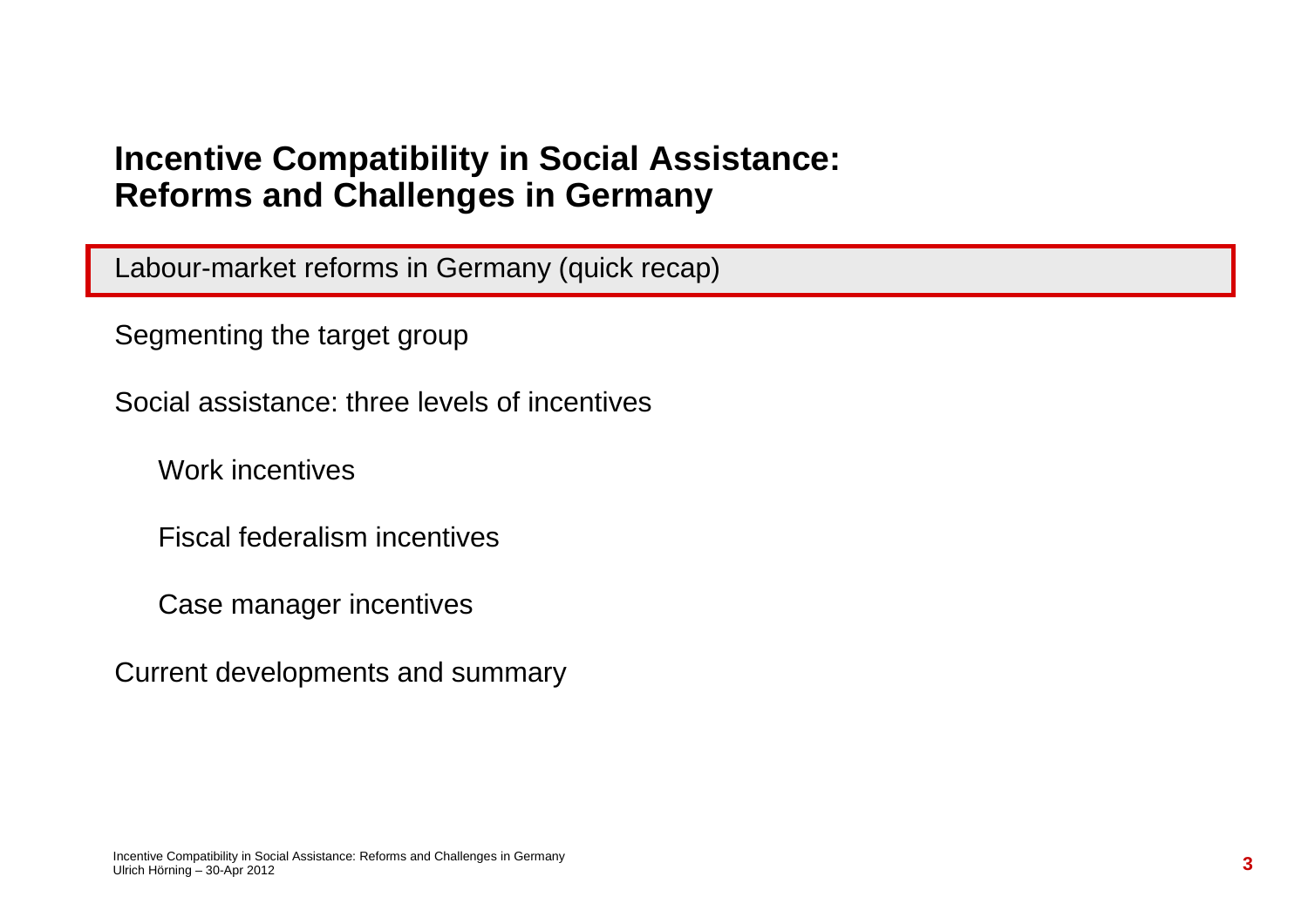# Incentive Compatibility in Social Assistance: Reforms and Challenges in Germany

- Labour-market reforms in Germany (quick recap)
- Segmenting the target group
- Social assistance: three levels of incentives
  - Work incentives
  - Fiscal federalism incentives
  - Case manager incentives
- Current developments and summary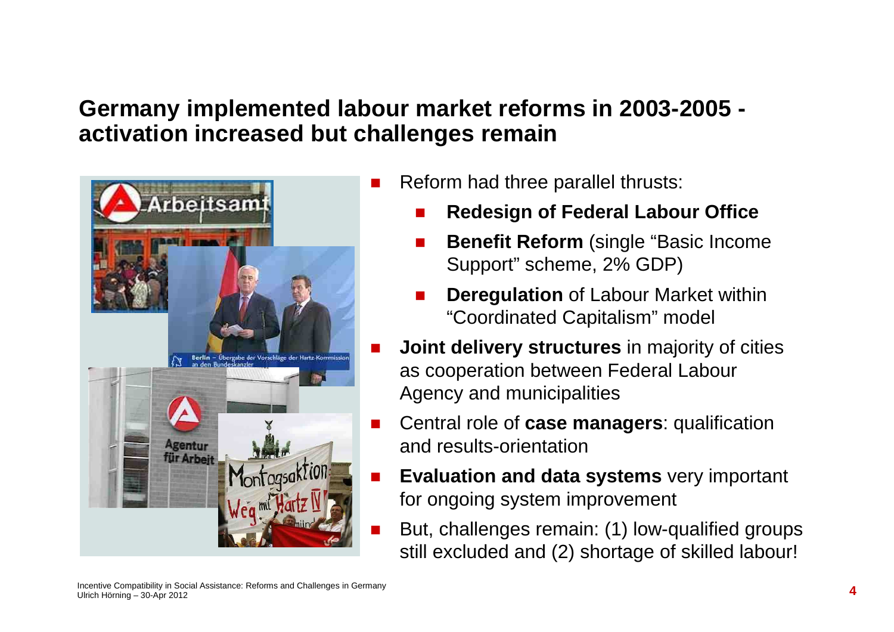## Germany implemented labour market reforms in 2003-2005 - activation increased but challenges remain

- Reform had three parallel thrusts:
  - **Redesign of Federal Labour Office**
  - **Benefit Reform** (single "Basic Income Support" scheme, 2% GDP)
  - **Deregulation** of Labour Market within "Coordinated Capitalism" model
- **Joint delivery structures** in majority of cities as cooperation between Federal Labour Agency and municipalities
- Central role of **case managers**: qualification and results-orientation
- **Evaluation and data systems** very important for ongoing system improvement
- But, challenges remain: (1) low-qualified groups still excluded and (2) shortage of skilled labour!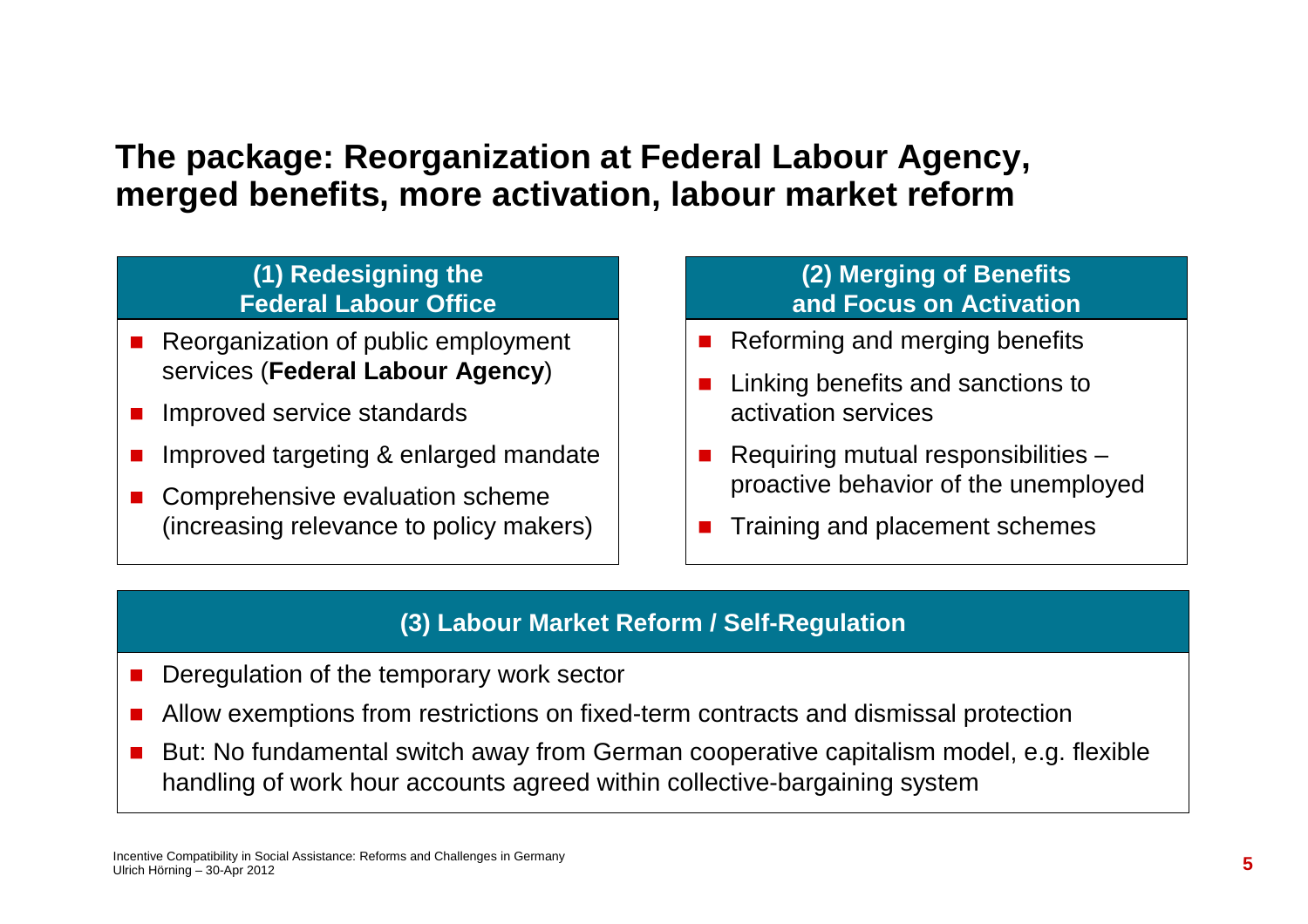# The package: Reorganization at Federal Labour Agency, merged benefits, more activation, labour market reform

### (1) Redesigning the Federal Labour Office

- Reorganization of public employment services (**Federal Labour Agency**)
- Improved service standards
- Improved targeting & enlarged mandate
- Comprehensive evaluation scheme (increasing relevance to policy makers)

### (2) Merging of Benefits and Focus on Activation

- Reforming and merging benefits
- Linking benefits and sanctions to activation services
- Requiring mutual responsibilities – proactive behavior of the unemployed
- Training and placement schemes

### (3) Labour Market Reform / Self-Regulation

- Deregulation of the temporary work sector
- Allow exemptions from restrictions on fixed-term contracts and dismissal protection
- But: No fundamental switch away from German cooperative capitalism model, e.g. flexible handling of work hour accounts agreed within collective-bargaining system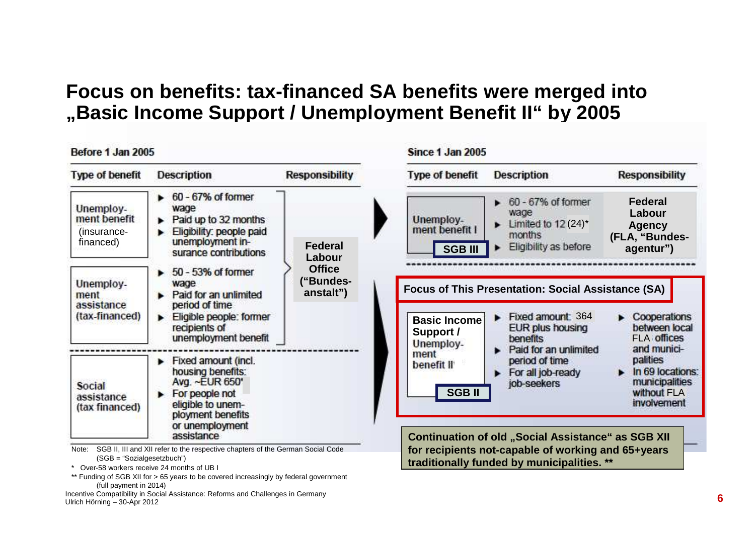# Focus on benefits: tax-financed SA benefits were merged into „Basic Income Support / Unemployment Benefit II" by 2005

**Before 1 Jan 2005**

| Type of benefit | Description | Responsibility |
|---|---|---|
| Unemployment benefit (insurance-financed) | ► 60 - 67% of former wage<br>► Paid up to 32 months<br>► Eligibility: people paid unemployment insurance contributions | **Federal Labour Office („Bundesanstalt")** |
| Unemployment assistance (tax-financed) | ► 50 - 53% of former wage<br>► Paid for an unlimited period of time<br>► Eligible people: former recipients of unemployment benefit | **Federal Labour Office („Bundesanstalt")** |
| Social assistance (tax financed) | ► Fixed amount (incl. housing benefits: Avg. ~EUR 650)<br>► For people not eligible to unemployment benefits or unemployment assistance | |

**Since 1 Jan 2005**

| Type of benefit | Description | Responsibility |
|---|---|---|
| Unemployment benefit I **SGB III** | ► 60 - 67% of former wage<br>► Limited to 12 (24)* months<br>► Eligibility as before | **Federal Labour Agency (FLA, „Bundesagentur")** |

**Focus of This Presentation: Social Assistance (SA)**

| Type of benefit | Description | Responsibility |
|---|---|---|
| **Basic Income Support /** Unemployment benefit II **SGB II** | ► Fixed amount: 364 EUR plus housing benefits<br>► Paid for an unlimited period of time<br>► For all job-ready job-seekers | ► Cooperations between local FLA offices and municipalities<br>► In 69 locations: municipalities without FLA involvement |

**Continuation of old „Social Assistance" as SGB XII for recipients not-capable of working and 65+years traditionally funded by municipalities. \*\***

Note: SGB II, III and XII refer to the respective chapters of the German Social Code (SGB = "Sozialgesetzbuch")

\* Over-58 workers receive 24 months of UB I

\*\* Funding of SGB XII for > 65 years to be covered increasingly by federal government (full payment in 2014)

Incentive Compatibility in Social Assistance: Reforms and Challenges in Germany
Ulrich Hörning – 30-Apr 2012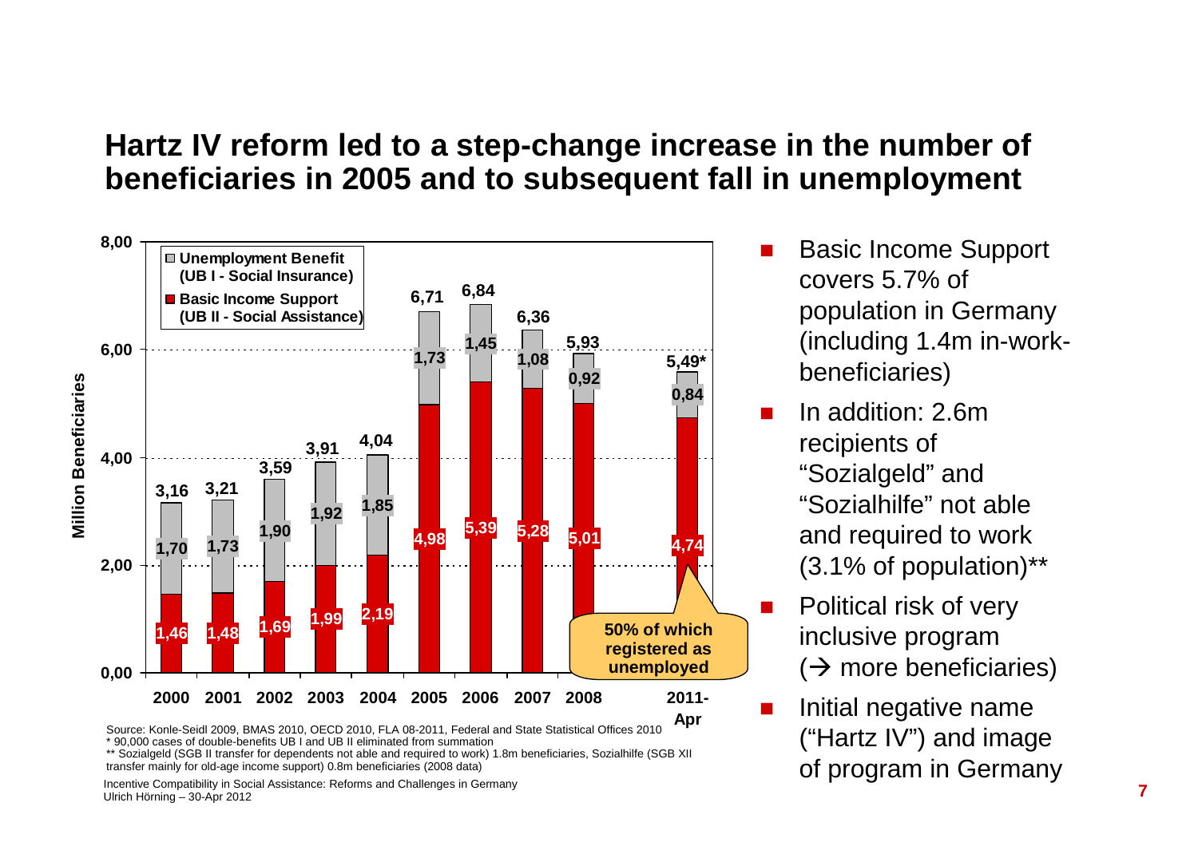# Hartz IV reform led to a step-change increase in the number of beneficiaries in 2005 and to subsequent fall in unemployment

Million Beneficiaries

| Year | Unemployment Benefit (UB I - Social Insurance) | Basic Income Support (UB II - Social Assistance) | Total |
|---|---|---|---|
| 2000 | 1,70 | 1,46 | 3,16 |
| 2001 | 1,73 | 1,48 | 3,21 |
| 2002 | 1,90 | 1,69 | 3,59 |
| 2003 | 1,92 | 1,99 | 3,91 |
| 2004 | 1,85 | 2,19 | 4,04 |
| 2005 | 1,73 | 4,98 | 6,71 |
| 2006 | 1,45 | 5,39 | 6,84 |
| 2007 | 1,08 | 5,28 | 6,36 |
| 2008 | 0,92 | 5,01 | 5,93 |
| 2011-Apr | 0,84 | 4,74 | 5,49* |

50% of which registered as unemployed

Source: Konle-Seidl 2009, BMAS 2010, OECD 2010, FLA 08-2011, Federal and State Statistical Offices 2010

\* 90,000 cases of double-benefits UB I and UB II eliminated from summation

\*\* Sozialgeld (SGB II transfer for dependents not able and required to work) 1.8m beneficiaries, Sozialhilfe (SGB XII transfer mainly for old-age income support) 0.8m beneficiaries (2008 data)

- Basic Income Support covers 5.7% of population in Germany (including 1.4m in-work-beneficiaries)
- In addition: 2.6m recipients of "Sozialgeld" and "Sozialhilfe" not able and required to work (3.1% of population)**
- Political risk of very inclusive program (→ more beneficiaries)
- Initial negative name ("Hartz IV") and image of program in Germany

Incentive Compatibility in Social Assistance: Reforms and Challenges in Germany
Ulrich Hörning – 30-Apr 2012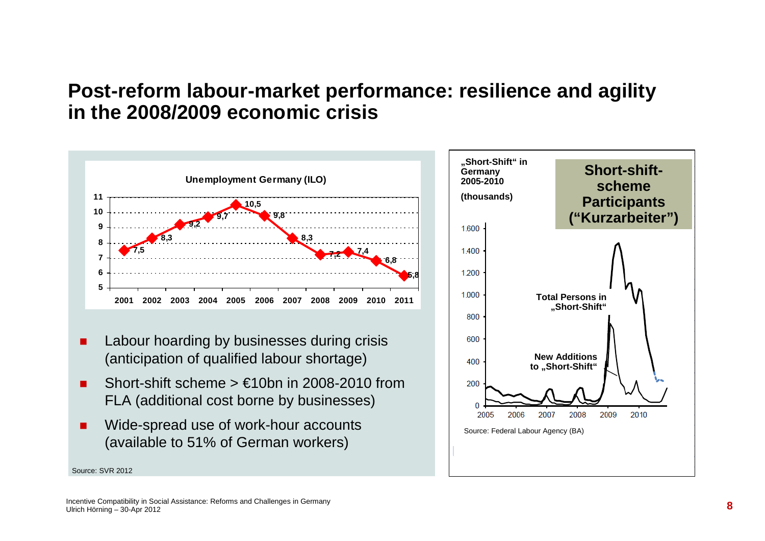# Post-reform labour-market performance: resilience and agility in the 2008/2009 economic crisis

**Unemployment Germany (ILO)**

| 2001 | 2002 | 2003 | 2004 | 2005 | 2006 | 2007 | 2008 | 2009 | 2010 | 2011 |
|---|---|---|---|---|---|---|---|---|---|---|
| 7,5 | 8,3 | 9,2 | 9,7 | 10,5 | 9,8 | 8,3 | 7,2 | 7,4 | 6,8 | 5,8 |

- Labour hoarding by businesses during crisis (anticipation of qualified labour shortage)
- Short-shift scheme > €10bn in 2008-2010 from FLA (additional cost borne by businesses)
- Wide-spread use of work-hour accounts (available to 51% of German workers)

Source: SVR 2012

**Short-shift-scheme Participants ("Kurzarbeiter")**

„Short-Shift" in Germany 2005-2010 (thousands)

Total Persons in „Short-Shift"

New Additions to „Short-Shift"

Source: Federal Labour Agency (BA)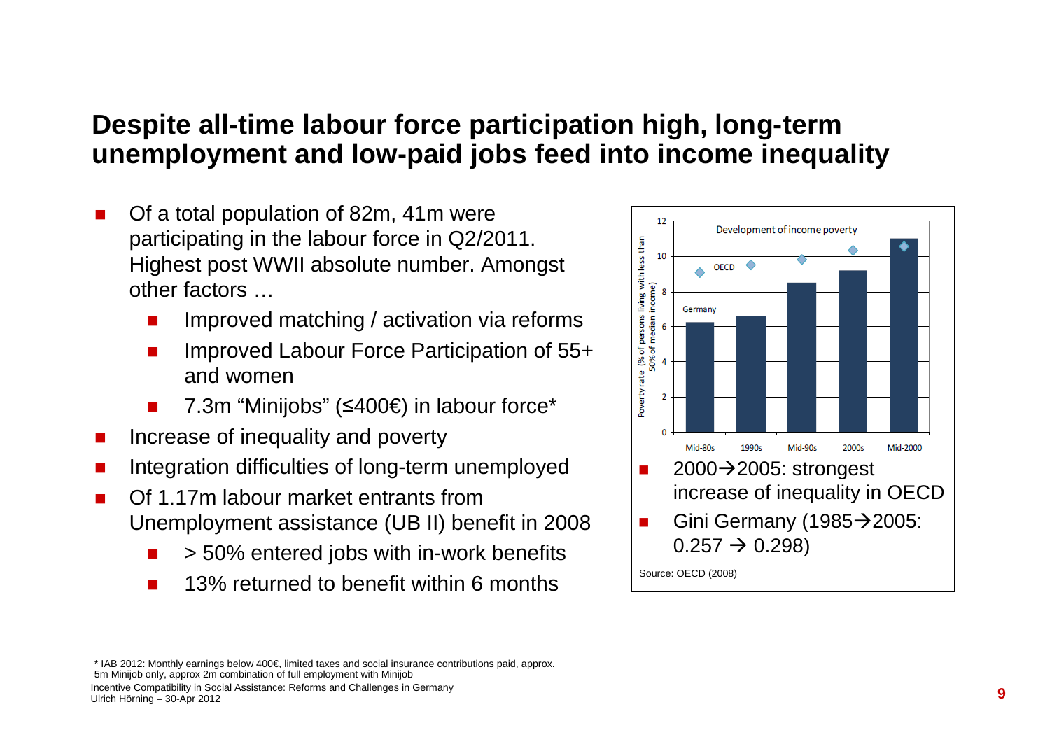# Despite all-time labour force participation high, long-term unemployment and low-paid jobs feed into income inequality

- Of a total population of 82m, 41m were participating in the labour force in Q2/2011. Highest post WWII absolute number. Amongst other factors …
  - Improved matching / activation via reforms
  - Improved Labour Force Participation of 55+ and women
  - 7.3m "Minijobs" (≤400€) in labour force*
- Increase of inequality and poverty
- Integration difficulties of long-term unemployed
- Of 1.17m labour market entrants from Unemployment assistance (UB II) benefit in 2008
  - > 50% entered jobs with in-work benefits
  - 13% returned to benefit within 6 months

- 2000→2005: strongest increase of inequality in OECD
- Gini Germany (1985→2005: 0.257 → 0.298)

Source: OECD (2008)

\* IAB 2012: Monthly earnings below 400€, limited taxes and social insurance contributions paid, approx. 5m Minijob only, approx 2m combination of full employment with Minijob

Incentive Compatibility in Social Assistance: Reforms and Challenges in Germany
Ulrich Hörning – 30-Apr 2012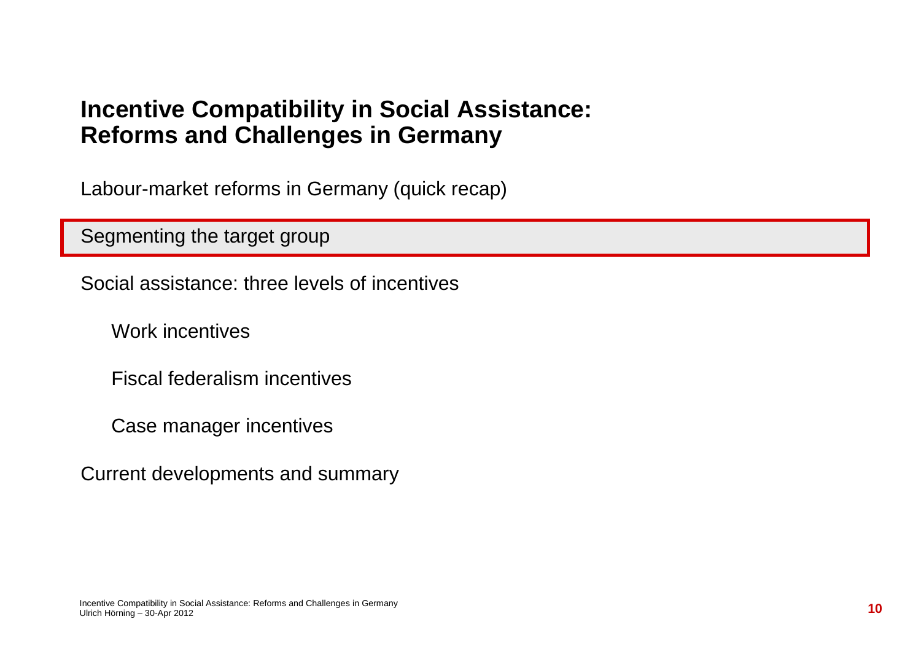# Incentive Compatibility in Social Assistance: Reforms and Challenges in Germany

Labour-market reforms in Germany (quick recap)

**Segmenting the target group**

Social assistance: three levels of incentives

- Work incentives
- Fiscal federalism incentives
- Case manager incentives

Current developments and summary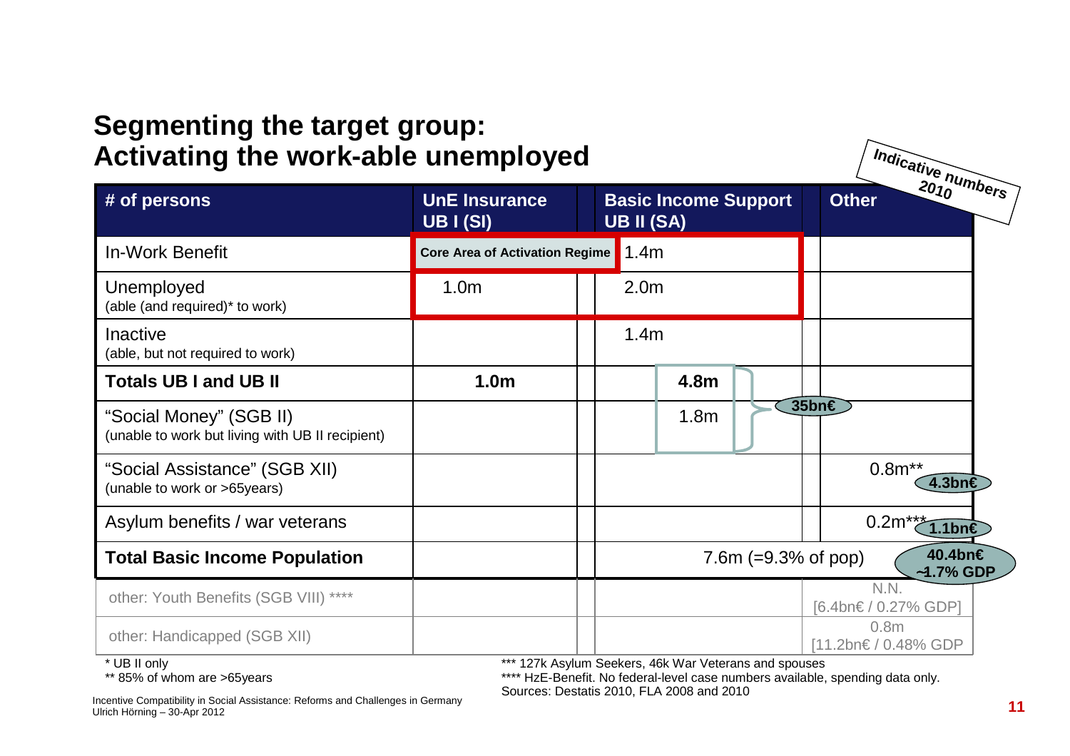## Segmenting the target group: Activating the work-able unemployed

*Indicative numbers 2010*

| # of persons | UnE Insurance UB I (SI) | Basic Income Support UB II (SA) | Other |
|---|---|---|---|
| In-Work Benefit | Core Area of Activation Regime | 1.4m | |
| Unemployed (able (and required)* to work) | 1.0m | 2.0m | |
| Inactive (able, but not required to work) | | 1.4m | |
| **Totals UB I and UB II** | **1.0m** | **4.8m** | 35bn€ |
| "Social Money" (SGB II) (unable to work but living with UB II recipient) | | 1.8m | |
| "Social Assistance" (SGB XII) (unable to work or >65years) | | | 0.8m** 4.3bn€ |
| Asylum benefits / war veterans | | | 0.2m*** 1.1bn€ |
| **Total Basic Income Population** | | 7.6m (=9.3% of pop) | 40.4bn€ ~1.7% GDP |
| other: Youth Benefits (SGB VIII) **** | | | N.N. [6.4bn€ / 0.27% GDP] |
| other: Handicapped (SGB XII) | | | 0.8m [11.2bn€ / 0.48% GDP |

\* UB II only

** 85% of whom are >65years

*** 127k Asylum Seekers, 46k War Veterans and spouses

**** HzE-Benefit. No federal-level case numbers available, spending data only.

Sources: Destatis 2010, FLA 2008 and 2010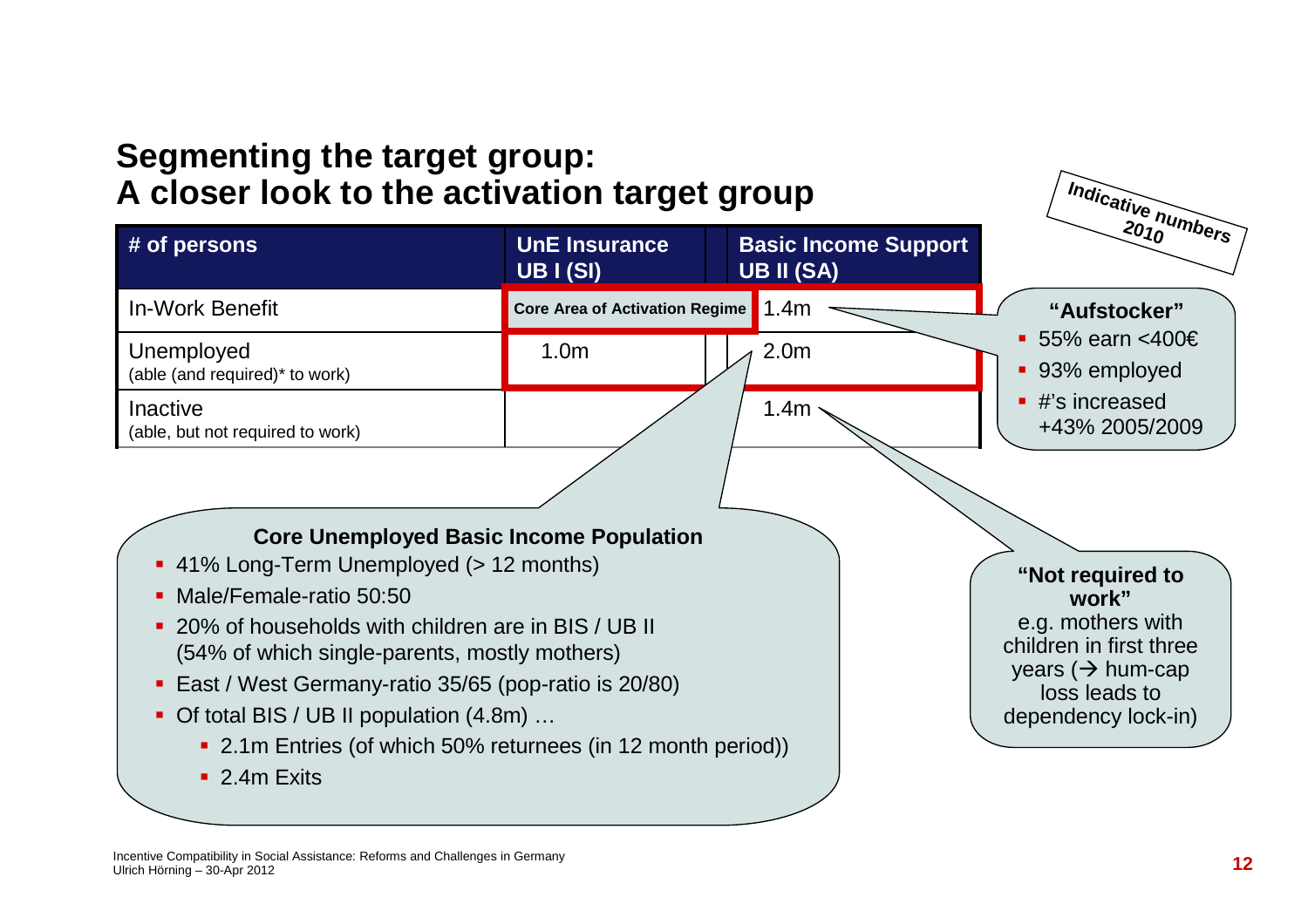## Segmenting the target group:
## A closer look to the activation target group

*Indicative numbers 2010*

| # of persons | UnE Insurance UB I (SI) | Basic Income Support UB II (SA) |
|---|---|---|
| In-Work Benefit | Core Area of Activation Regime | 1.4m |
| Unemployed (able (and required)* to work) | 1.0m | 2.0m |
| Inactive (able, but not required to work) | | 1.4m |

**"Aufstocker"**

- 55% earn <400€
- 93% employed
- #'s increased +43% 2005/2009

**Core Unemployed Basic Income Population**

- 41% Long-Term Unemployed (> 12 months)
- Male/Female-ratio 50:50
- 20% of households with children are in BIS / UB II (54% of which single-parents, mostly mothers)
- East / West Germany-ratio 35/65 (pop-ratio is 20/80)
- Of total BIS / UB II population (4.8m) …
  - 2.1m Entries (of which 50% returnees (in 12 month period))
  - 2.4m Exits

**"Not required to work"**
e.g. mothers with children in first three years (→ hum-cap loss leads to dependency lock-in)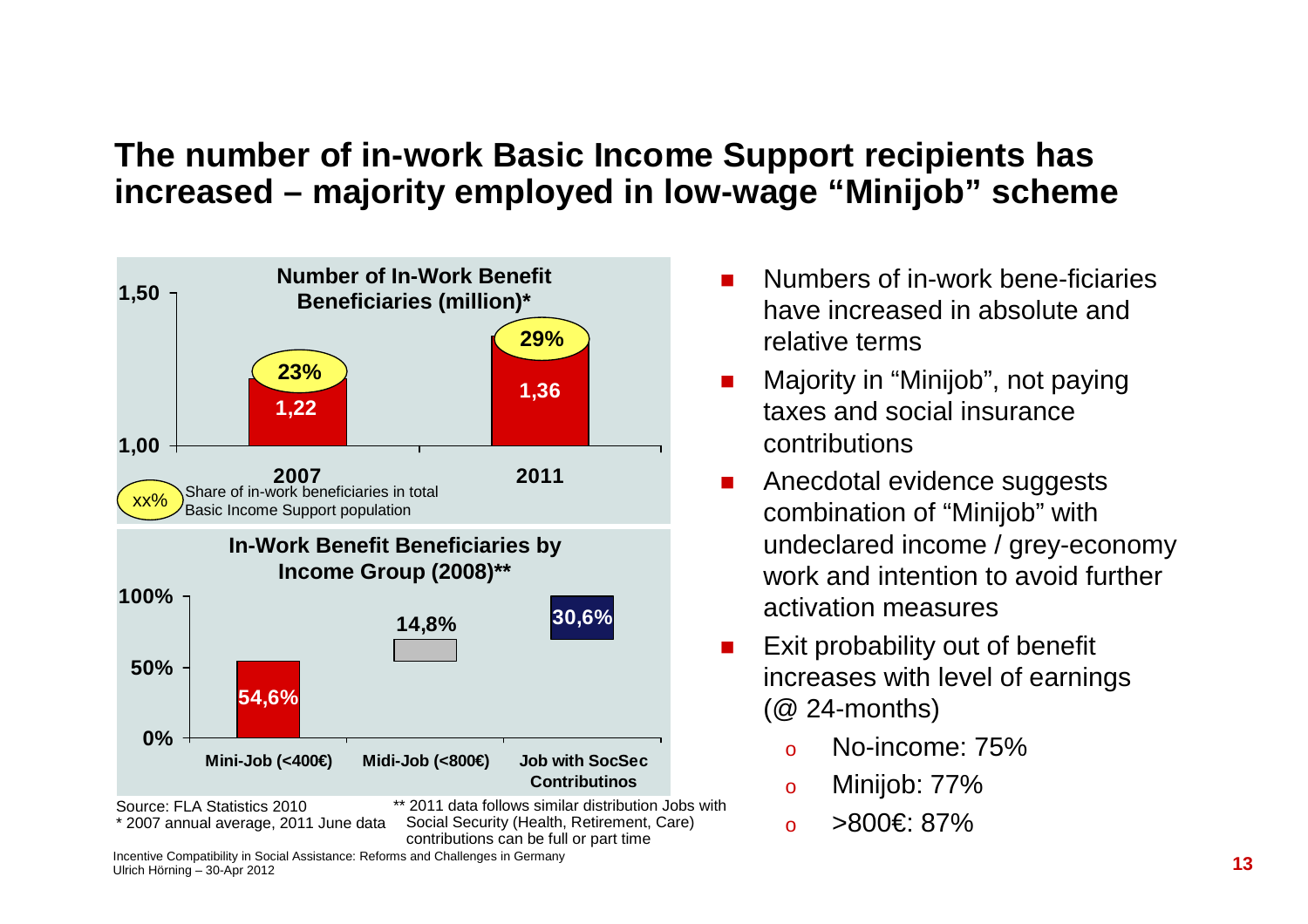# The number of in-work Basic Income Support recipients has increased – majority employed in low-wage "Minijob" scheme

**Number of In-Work Benefit Beneficiaries (million)***

| | 2007 | 2011 |
|---|---|---|
| Beneficiaries (million) | 1,22 | 1,36 |
| Share of in-work beneficiaries in total Basic Income Support population | 23% | 29% |

**In-Work Benefit Beneficiaries by Income Group (2008)****

| Mini-Job (<400€) | Midi-Job (<800€) | Job with SocSec Contributinos |
|---|---|---|
| 54,6% | 14,8% | 30,6% |

Source: FLA Statistics 2010
* 2007 annual average, 2011 June data

** 2011 data follows similar distribution Jobs with Social Security (Health, Retirement, Care) contributions can be full or part time

- Numbers of in-work bene-ficiaries have increased in absolute and relative terms
- Majority in "Minijob", not paying taxes and social insurance contributions
- Anecdotal evidence suggests combination of "Minijob" with undeclared income / grey-economy work and intention to avoid further activation measures
- Exit probability out of benefit increases with level of earnings (@ 24-months)
  - No-income: 75%
  - Minijob: 77%
  - >800€: 87%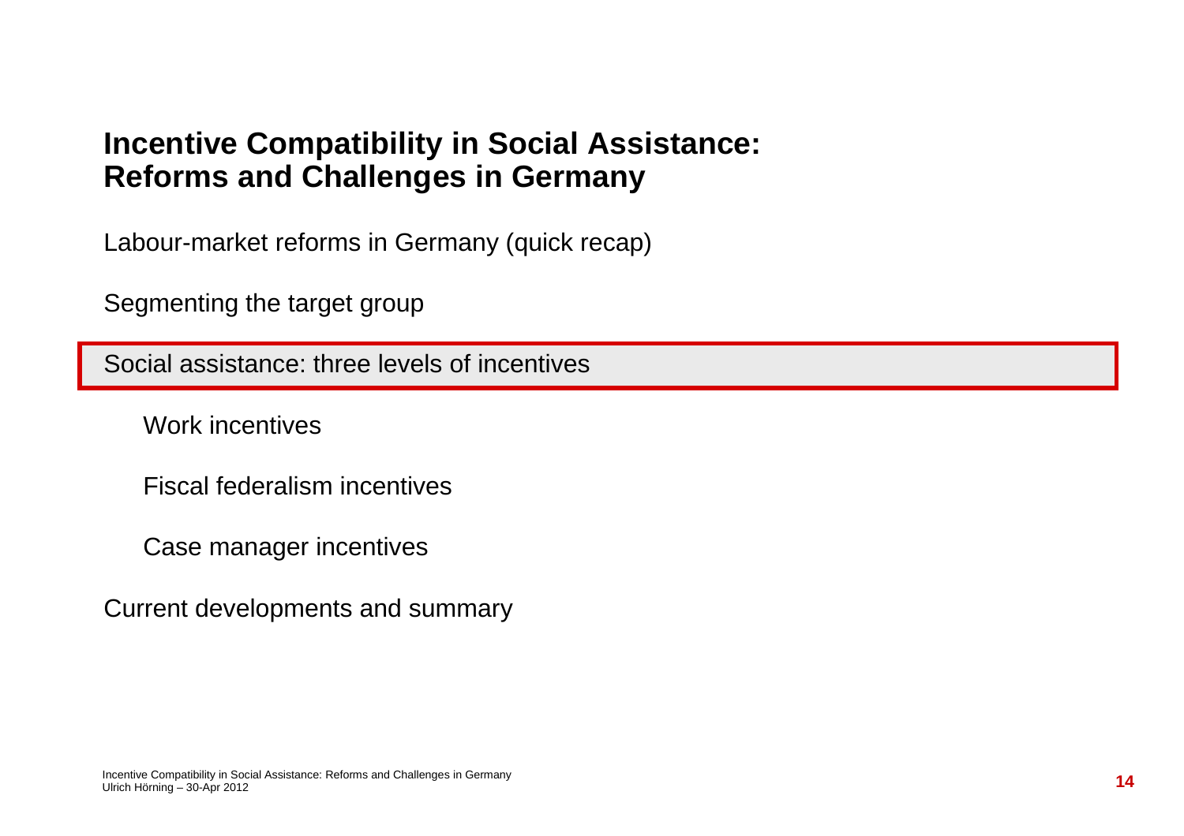# Incentive Compatibility in Social Assistance: Reforms and Challenges in Germany

Labour-market reforms in Germany (quick recap)

Segmenting the target group

**Social assistance: three levels of incentives**

- Work incentives
- Fiscal federalism incentives
- Case manager incentives

Current developments and summary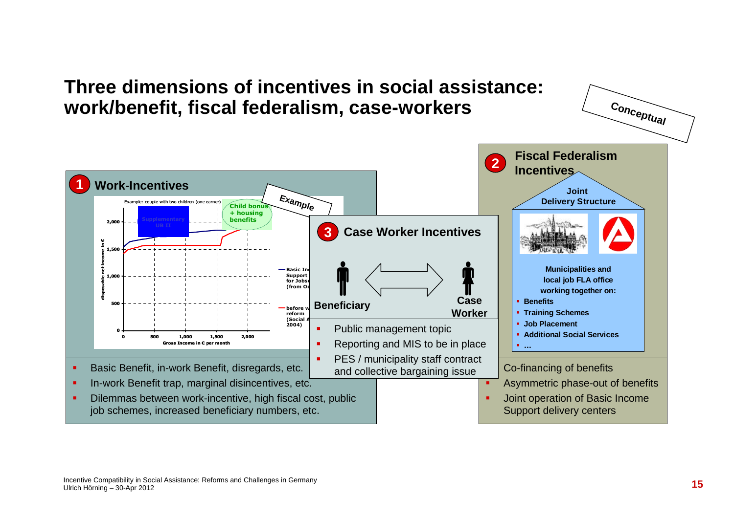# Three dimensions of incentives in social assistance: work/benefit, fiscal federalism, case-workers

*Conceptual*

## 1 Work-Incentives

*Example*

Example: couple with two children (one earner)

- Supplementary UB II
- Child bonus + housing benefits
- Basic Income Support for Jobseekers (from O…
- before w… reform (Social A… 2004)

disposable net income in € (0, 500, 1,000, 1,500, 2,000)

Gross Income in € per month (0, 500, 1,000, 1,500, 2,000)

- Basic Benefit, in-work Benefit, disregards, etc.
- In-work Benefit trap, marginal disincentives, etc.
- Dilemmas between work-incentive, high fiscal cost, public job schemes, increased beneficiary numbers, etc.

## 2 Fiscal Federalism Incentives

**Joint Delivery Structure**

**Municipalities and local job FLA office working together on:**

- **Benefits**
- **Training Schemes**
- **Job Placement**
- **Additional Social Services**
- **…**

- Co-financing of benefits
- Asymmetric phase-out of benefits
- Joint operation of Basic Income Support delivery centers

## 3 Case Worker Incentives

**Beneficiary** ⟷ **Case Worker**

- Public management topic
- Reporting and MIS to be in place
- PES / municipality staff contract and collective bargaining issue

Incentive Compatibility in Social Assistance: Reforms and Challenges in Germany
Ulrich Hörning – 30-Apr 2012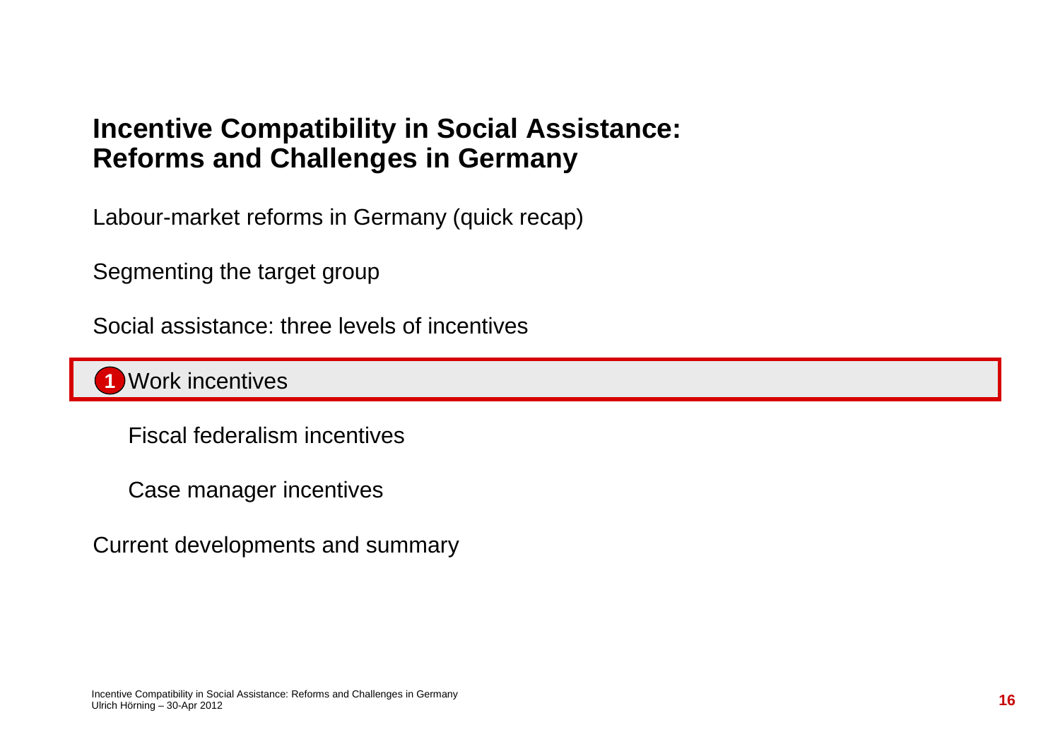# Incentive Compatibility in Social Assistance: Reforms and Challenges in Germany

Labour-market reforms in Germany (quick recap)

Segmenting the target group

Social assistance: three levels of incentives

- **1** Work incentives
- Fiscal federalism incentives
- Case manager incentives

Current developments and summary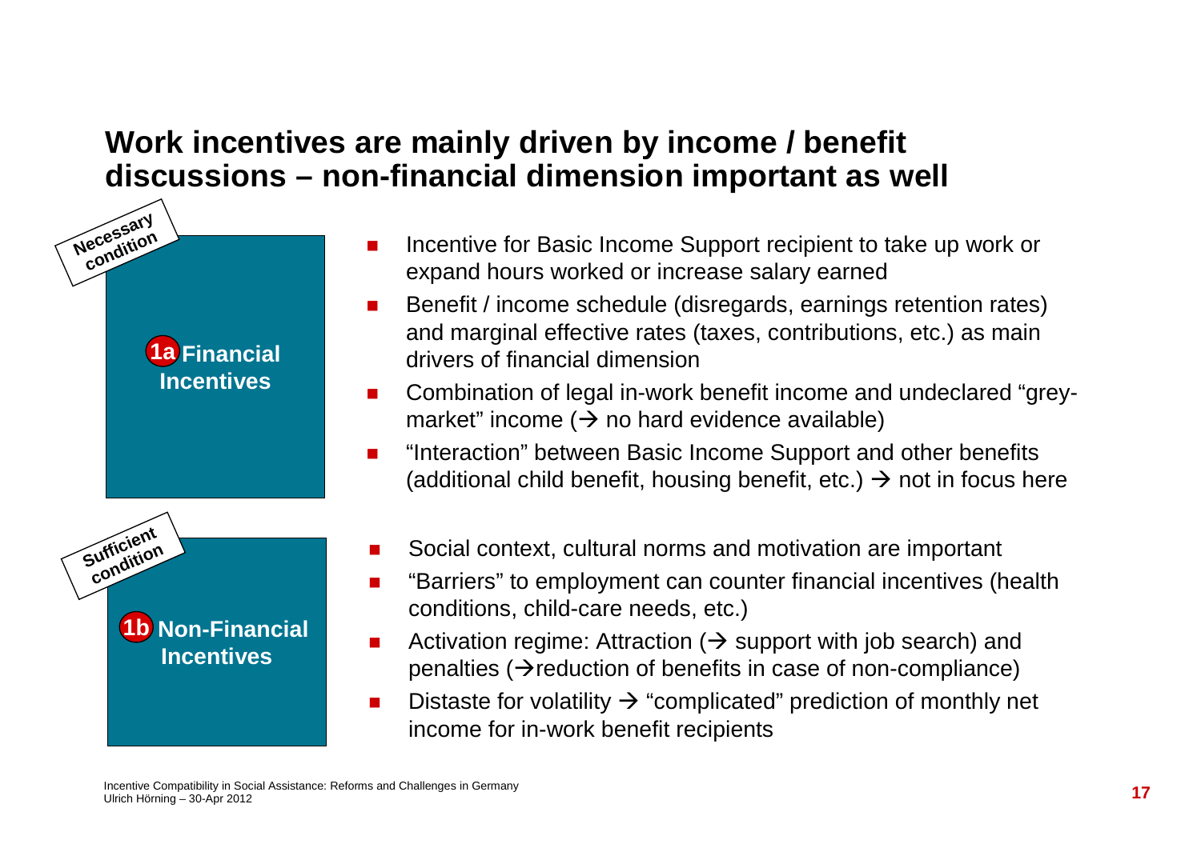## Work incentives are mainly driven by income / benefit discussions – non-financial dimension important as well

*Necessary condition*

**1a Financial Incentives**

- Incentive for Basic Income Support recipient to take up work or expand hours worked or increase salary earned
- Benefit / income schedule (disregards, earnings retention rates) and marginal effective rates (taxes, contributions, etc.) as main drivers of financial dimension
- Combination of legal in-work benefit income and undeclared "grey-market" income (→ no hard evidence available)
- "Interaction" between Basic Income Support and other benefits (additional child benefit, housing benefit, etc.) → not in focus here

*Sufficient condition*

**1b Non-Financial Incentives**

- Social context, cultural norms and motivation are important
- "Barriers" to employment can counter financial incentives (health conditions, child-care needs, etc.)
- Activation regime: Attraction (→ support with job search) and penalties (→reduction of benefits in case of non-compliance)
- Distaste for volatility → "complicated" prediction of monthly net income for in-work benefit recipients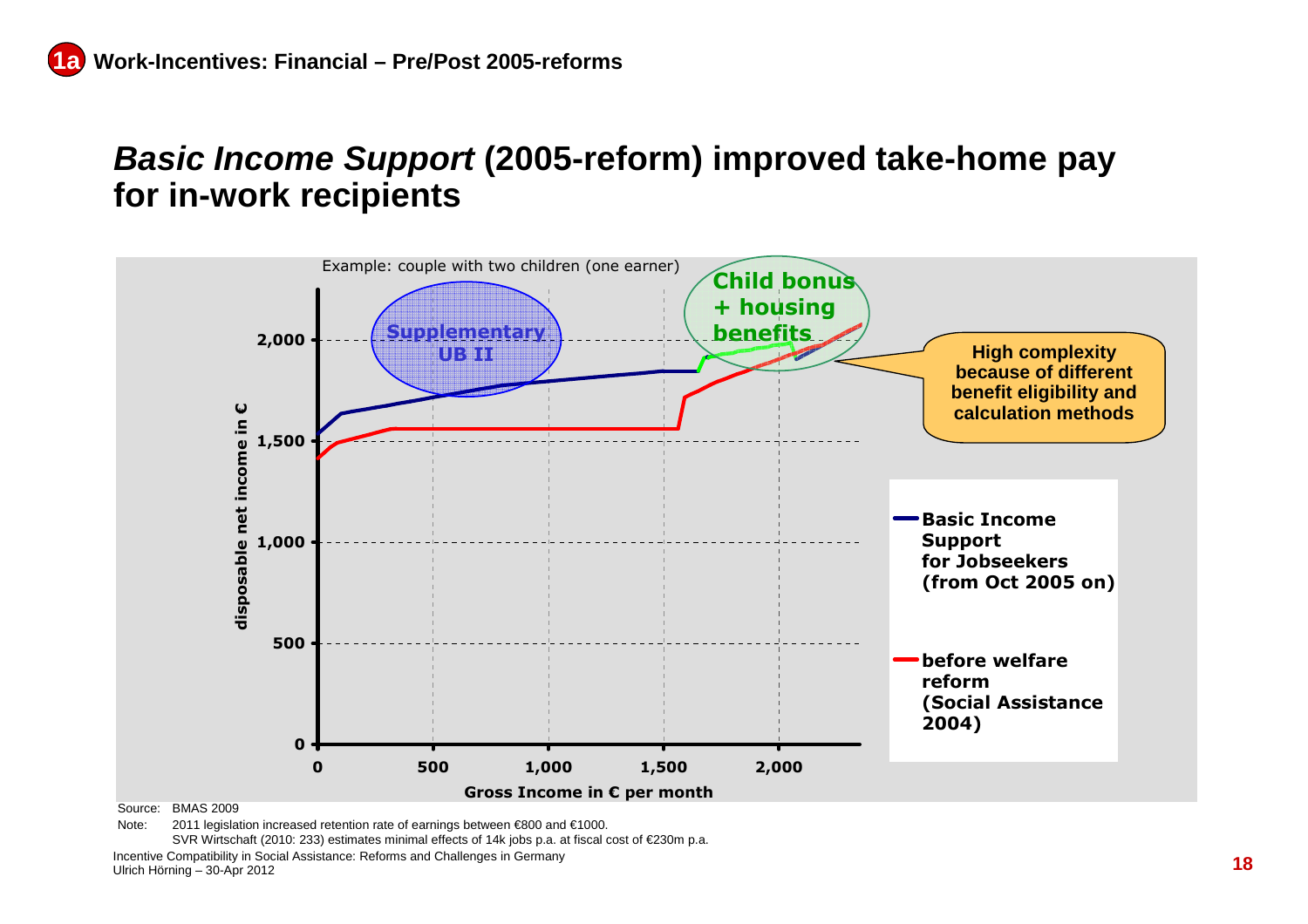## 1a Work-Incentives: Financial – Pre/Post 2005-reforms

# *Basic Income Support* (2005-reform) improved take-home pay for in-work recipients

Example: couple with two children (one earner)

Supplementary UB II

Child bonus + housing benefits

High complexity because of different benefit eligibility and calculation methods

disposable net income in €

Gross Income in € per month

- Basic Income Support for Jobseekers (from Oct 2005 on)
- before welfare reform (Social Assistance 2004)

Source: BMAS 2009

Note: 2011 legislation increased retention rate of earnings between €800 and €1000.
SVR Wirtschaft (2010: 233) estimates minimal effects of 14k jobs p.a. at fiscal cost of €230m p.a.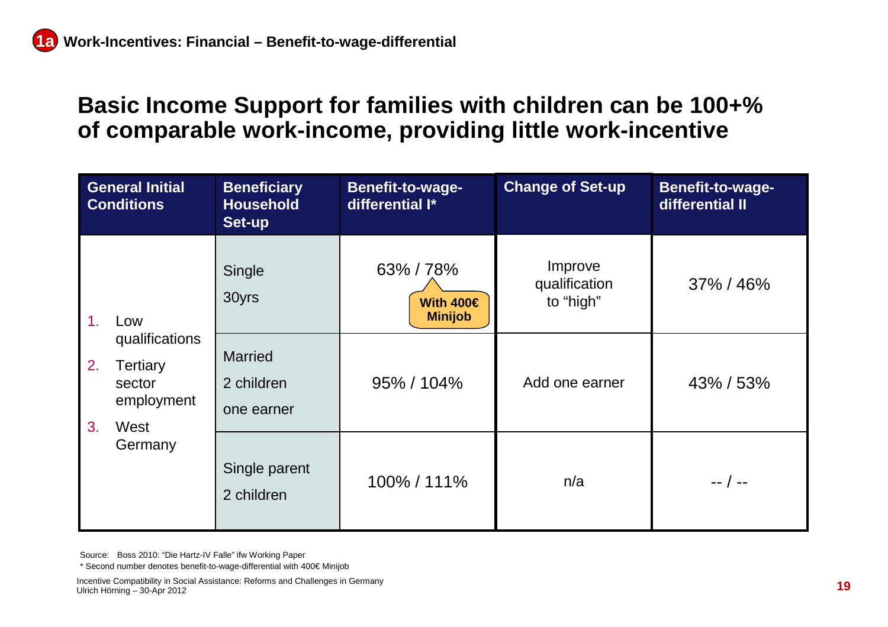**1a Work-Incentives: Financial – Benefit-to-wage-differential**

## Basic Income Support for families with children can be 100+% of comparable work-income, providing little work-incentive

| General Initial Conditions | Beneficiary Household Set-up | Benefit-to-wage-differential I* | Change of Set-up | Benefit-to-wage-differential II |
|---|---|---|---|---|
| 1. Low qualifications<br>2. Tertiary sector employment<br>3. West Germany | Single<br>30yrs | 63% / 78%<br>With 400€ Minijob | Improve qualification to "high" | 37% / 46% |
| | Married<br>2 children<br>one earner | 95% / 104% | Add one earner | 43% / 53% |
| | Single parent<br>2 children | 100% / 111% | n/a | -- / -- |

Source: Boss 2010: "Die Hartz-IV Falle" ifw Working Paper

* Second number denotes benefit-to-wage-differential with 400€ Minijob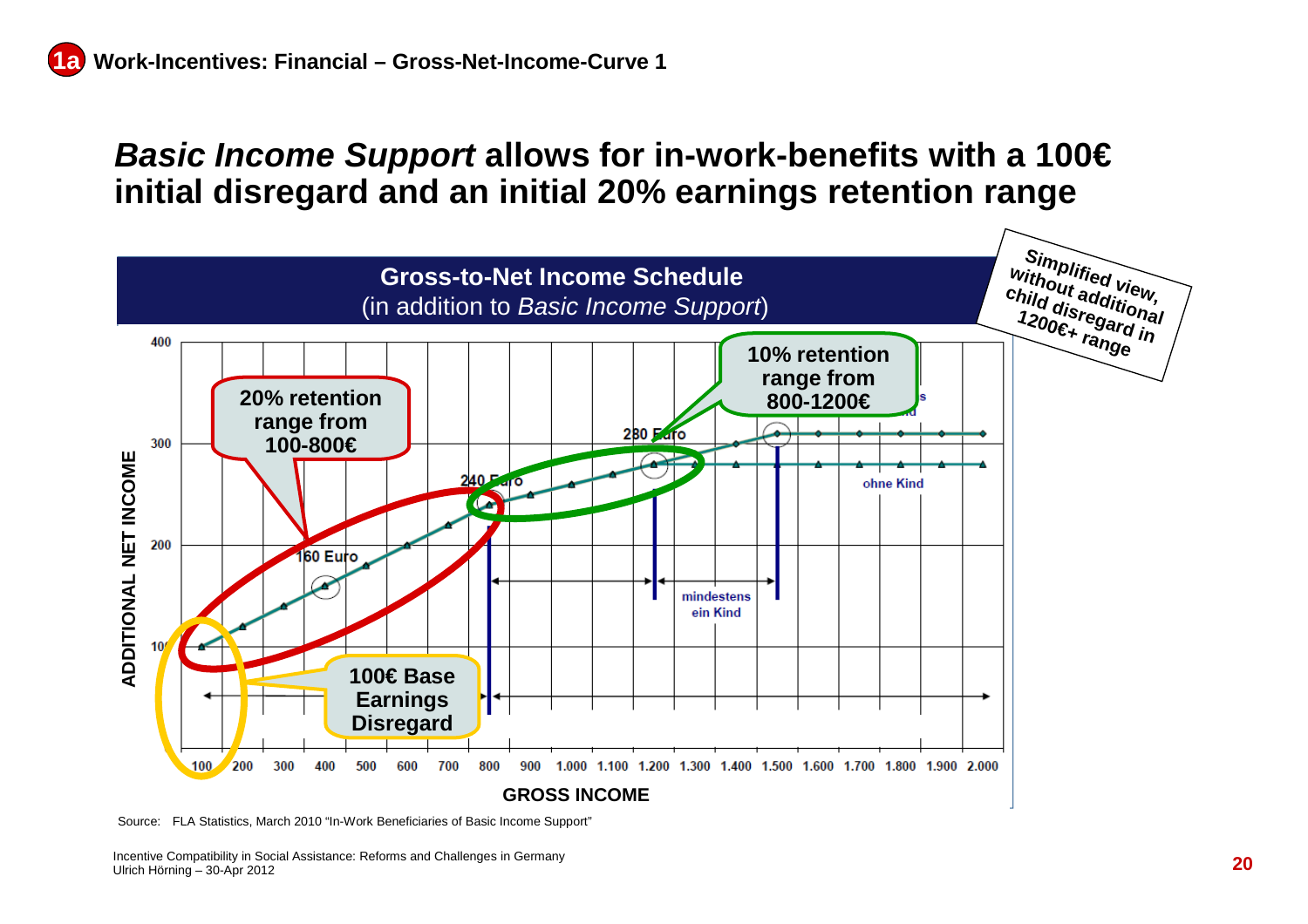## 1a Work-Incentives: Financial – Gross-Net-Income-Curve 1

# *Basic Income Support* allows for in-work-benefits with a 100€ initial disregard and an initial 20% earnings retention range

**Gross-to-Net Income Schedule**
(in addition to *Basic Income Support*)

Simplified view, without additional child disregard in 1200€+ range

ADDITIONAL NET INCOME

400
300
200
100

**20% retention range from 100-800€**

**10% retention range from 800-1200€**

**100€ Base Earnings Disregard**

160 Euro
240 Euro
280 Euro

ohne Kind

mindestens ein Kind

100 200 300 400 500 600 700 800 900 1.000 1.100 1.200 1.300 1.400 1.500 1.600 1.700 1.800 1.900 2.000

**GROSS INCOME**

Source: FLA Statistics, March 2010 "In-Work Beneficiaries of Basic Income Support"

Incentive Compatibility in Social Assistance: Reforms and Challenges in Germany
Ulrich Hörning – 30-Apr 2012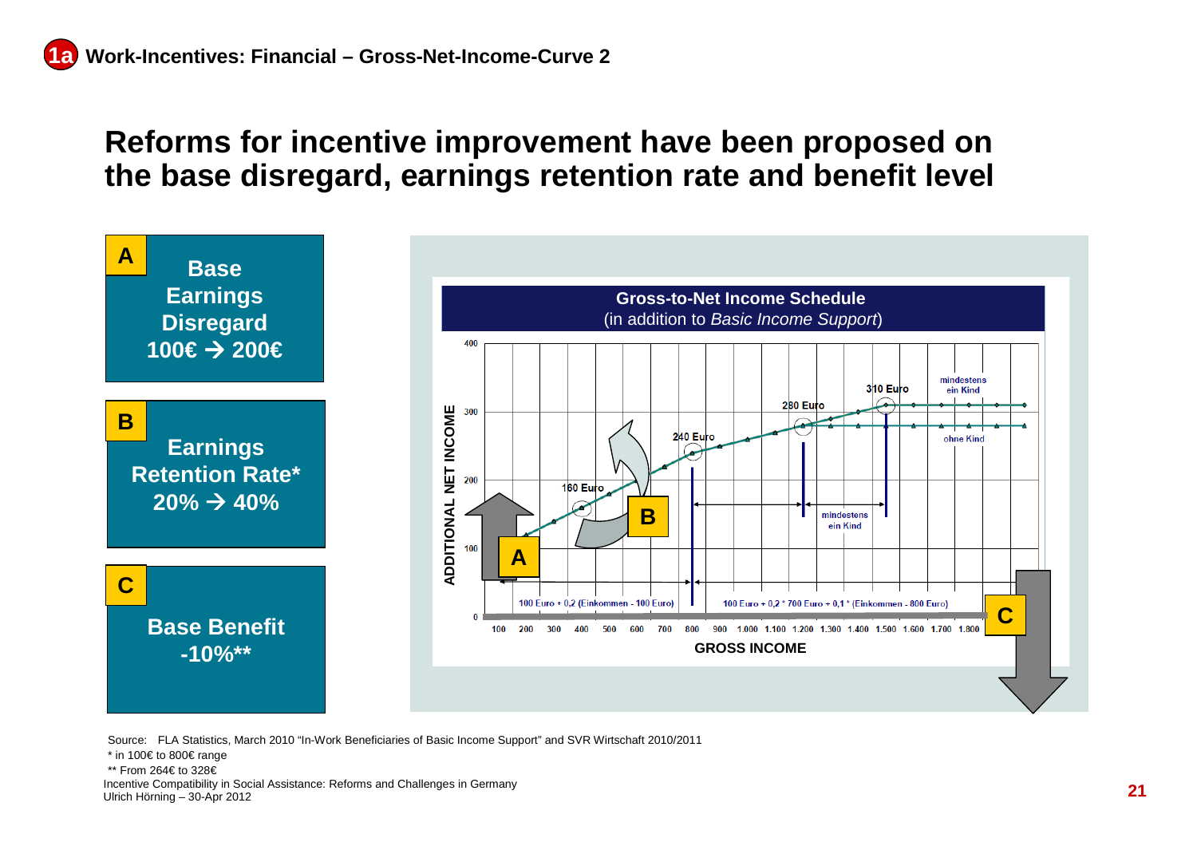## 1a Work-Incentives: Financial – Gross-Net-Income-Curve 2

# Reforms for incentive improvement have been proposed on the base disregard, earnings retention rate and benefit level

**A** — **Base Earnings Disregard 100€ → 200€**

**B** — **Earnings Retention Rate* 20% → 40%**

**C** — **Base Benefit -10%****

**Gross-to-Net Income Schedule**
(in addition to *Basic Income Support*)

ADDITIONAL NET INCOME

160 Euro, 240 Euro, 280 Euro, 310 Euro

mindestens ein Kind

ohne Kind

100 Euro + 0,2 (Einkommen - 100 Euro)

100 Euro + 0,2 * 700 Euro + 0,1 * (Einkommen - 800 Euro)

GROSS INCOME

Source: FLA Statistics, March 2010 "In-Work Beneficiaries of Basic Income Support" and SVR Wirtschaft 2010/2011

* in 100€ to 800€ range

** From 264€ to 328€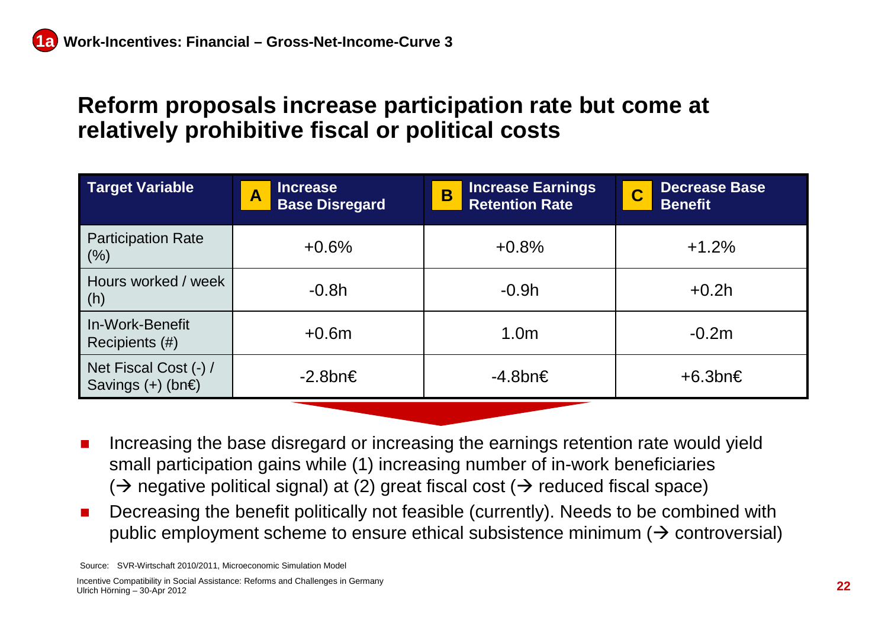**1a Work-Incentives: Financial – Gross-Net-Income-Curve 3**

# Reform proposals increase participation rate but come at relatively prohibitive fiscal or political costs

| Target Variable | A Increase Base Disregard | B Increase Earnings Retention Rate | C Decrease Base Benefit |
|---|---|---|---|
| Participation Rate (%) | +0.6% | +0.8% | +1.2% |
| Hours worked / week (h) | -0.8h | -0.9h | +0.2h |
| In-Work-Benefit Recipients (#) | +0.6m | 1.0m | -0.2m |
| Net Fiscal Cost (-) / Savings (+) (bn€) | -2.8bn€ | -4.8bn€ | +6.3bn€ |

- Increasing the base disregard or increasing the earnings retention rate would yield small participation gains while (1) increasing number of in-work beneficiaries (→ negative political signal) at (2) great fiscal cost (→ reduced fiscal space)
- Decreasing the benefit politically not feasible (currently). Needs to be combined with public employment scheme to ensure ethical subsistence minimum (→ controversial)

Source: SVR-Wirtschaft 2010/2011, Microeconomic Simulation Model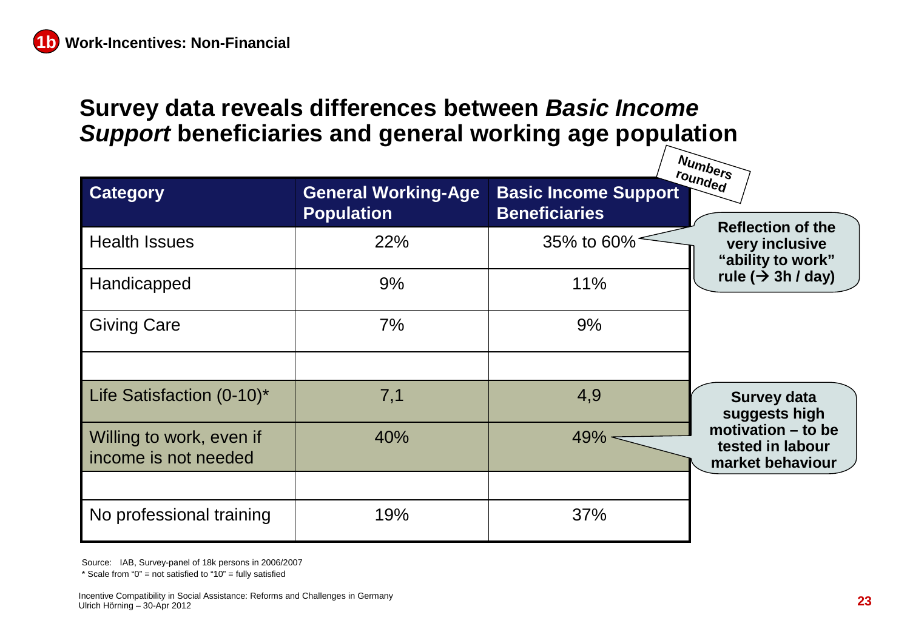**1b Work-Incentives: Non-Financial**

# Survey data reveals differences between *Basic Income Support* beneficiaries and general working age population

*Numbers rounded*

| Category | General Working-Age Population | Basic Income Support Beneficiaries |
|---|---|---|
| Health Issues | 22% | 35% to 60% |
| Handicapped | 9% | 11% |
| Giving Care | 7% | 9% |
| | | |
| Life Satisfaction (0-10)* | 7,1 | 4,9 |
| Willing to work, even if income is not needed | 40% | 49% |
| | | |
| No professional training | 19% | 37% |

**Reflection of the very inclusive "ability to work" rule (→ 3h / day)**

**Survey data suggests high motivation – to be tested in labour market behaviour**

Source: IAB, Survey-panel of 18k persons in 2006/2007

* Scale from "0" = not satisfied to "10" = fully satisfied

Incentive Compatibility in Social Assistance: Reforms and Challenges in Germany
Ulrich Hörning – 30-Apr 2012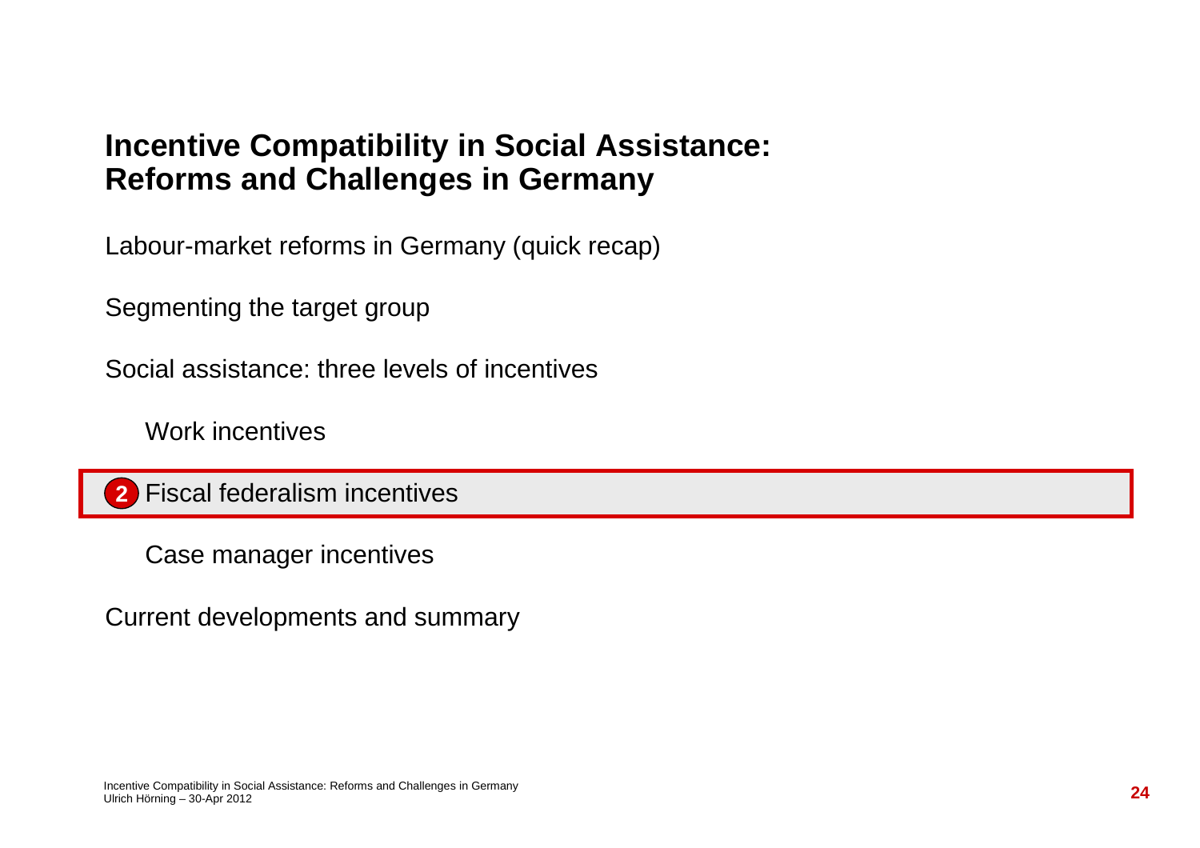# Incentive Compatibility in Social Assistance: Reforms and Challenges in Germany

Labour-market reforms in Germany (quick recap)

Segmenting the target group

Social assistance: three levels of incentives

- Work incentives
- **2** Fiscal federalism incentives
- Case manager incentives

Current developments and summary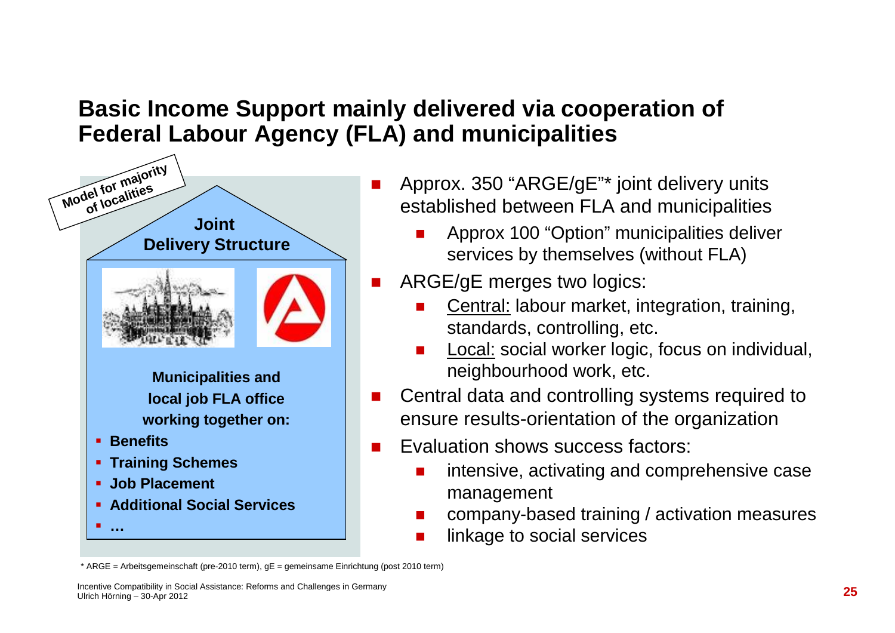## Basic Income Support mainly delivered via cooperation of Federal Labour Agency (FLA) and municipalities

Model for majority of localities

**Joint Delivery Structure**

**Municipalities and local job FLA office working together on:**

- **Benefits**
- **Training Schemes**
- **Job Placement**
- **Additional Social Services**
- **…**

- Approx. 350 "ARGE/gE"* joint delivery units established between FLA and municipalities
  - Approx 100 "Option" municipalities deliver services by themselves (without FLA)
- ARGE/gE merges two logics:
  - Central: labour market, integration, training, standards, controlling, etc.
  - Local: social worker logic, focus on individual, neighbourhood work, etc.
- Central data and controlling systems required to ensure results-orientation of the organization
- Evaluation shows success factors:
  - intensive, activating and comprehensive case management
  - company-based training / activation measures
  - linkage to social services

* ARGE = Arbeitsgemeinschaft (pre-2010 term), gE = gemeinsame Einrichtung (post 2010 term)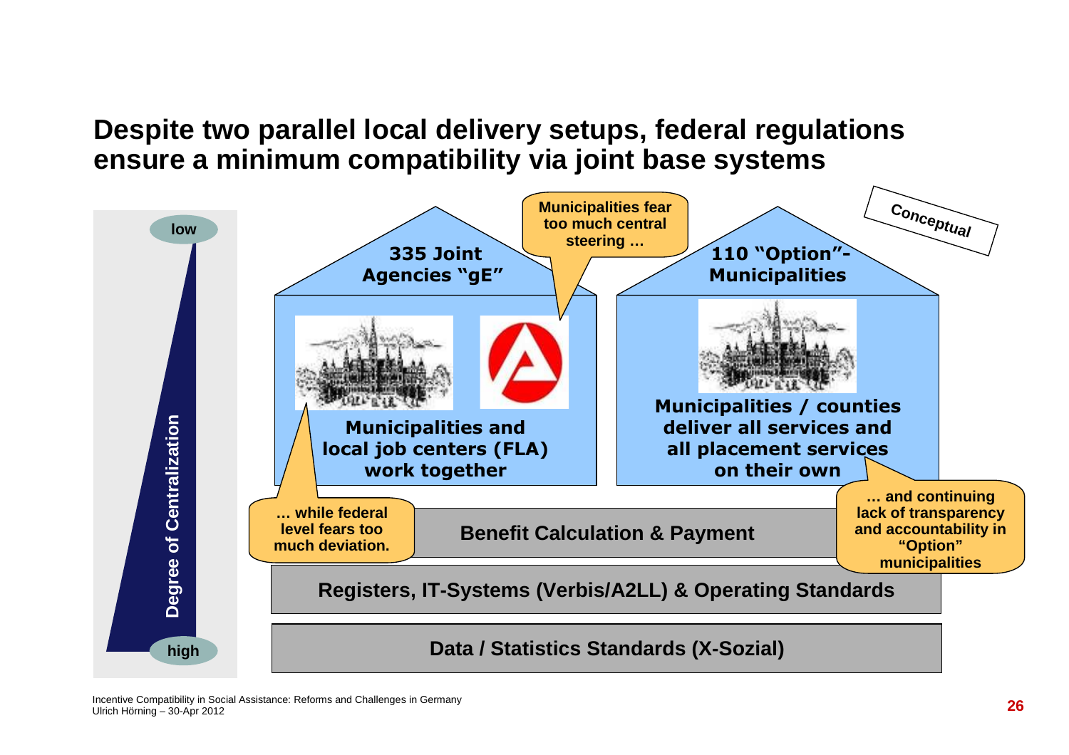## Despite two parallel local delivery setups, federal regulations ensure a minimum compatibility via joint base systems

Conceptual

**Degree of Centralization** (low → high)

**335 Joint Agencies "gE"**

Municipalities and local job centers (FLA) work together

**110 "Option"-Municipalities**

Municipalities / counties deliver all services and all placement services on their own

Municipalities fear too much central steering …

… while federal level fears too much deviation.

… and continuing lack of transparency and accountability in "Option" municipalities

**Benefit Calculation & Payment**

**Registers, IT-Systems (Verbis/A2LL) & Operating Standards**

**Data / Statistics Standards (X-Sozial)**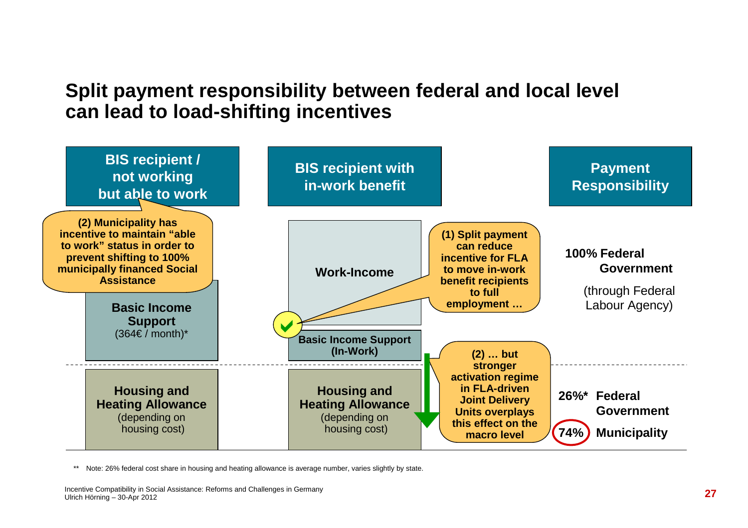# Split payment responsibility between federal and local level can lead to load-shifting incentives

| BIS recipient / not working but able to work | BIS recipient with in-work benefit | Payment Responsibility |
| --- | --- | --- |
| | Work-Income | 100% Federal Government (through Federal Labour Agency) |
| Basic Income Support (364€ / month)* | Basic Income Support (In-Work) | |
| Housing and Heating Allowance (depending on housing cost) | Housing and Heating Allowance (depending on housing cost) | 26%* Federal Government<br>74% Municipality |

(2) Municipality has incentive to maintain "able to work" status in order to prevent shifting to 100% municipally financed Social Assistance

(1) Split payment can reduce incentive for FLA to move in-work benefit recipients to full employment …

(2) … but stronger activation regime in FLA-driven Joint Delivery Units overplays this effect on the macro level

** Note: 26% federal cost share in housing and heating allowance is average number, varies slightly by state.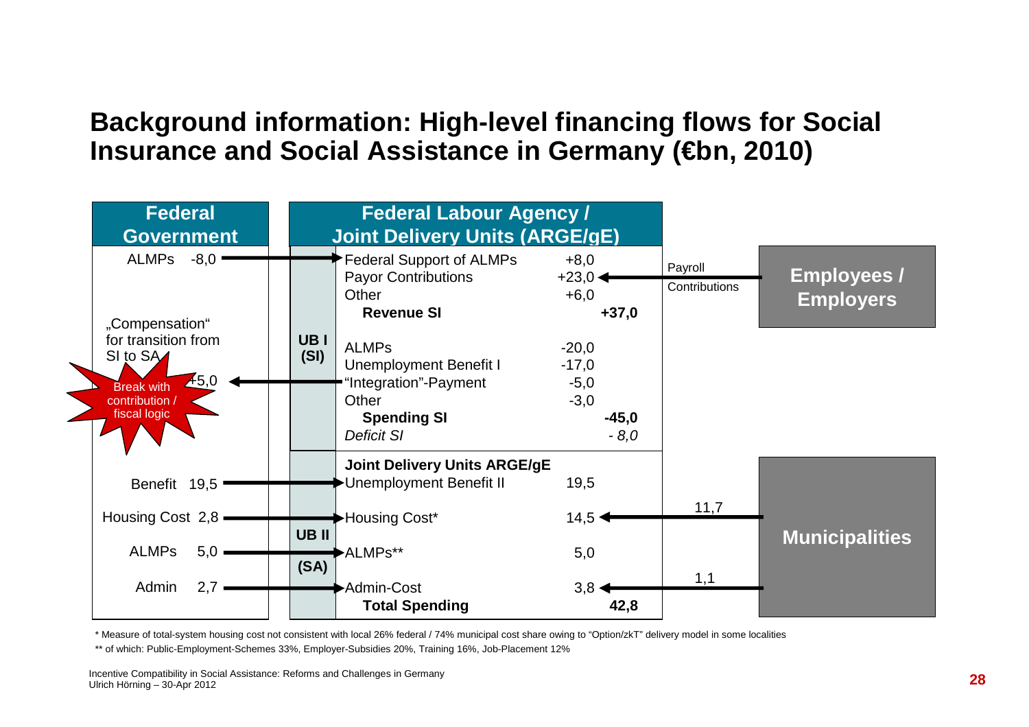# Background information: High-level financing flows for Social Insurance and Social Assistance in Germany (€bn, 2010)

| Federal Government | | Federal Labour Agency / Joint Delivery Units (ARGE/gE) | | | | Employees / Employers & Municipalities |
|---|---|---|---|---|---|---|
| ALMPs -8,0 → | UB I (SI) | Federal Support of ALMPs | +8,0 | | | |
| | | Payor Contributions | +23,0 | | ← Payroll Contributions | Employees / Employers |
| | | Other | +6,0 | | | |
| | | **Revenue SI** | | **+37,0** | | |
| „Compensation“ for transition from SI to SA | | ALMPs | -20,0 | | | |
| | | Unemployment Benefit I | -17,0 | | | |
| +5,0 ← (Break with contribution / fiscal logic) | | “Integration”-Payment | -5,0 | | | |
| | | Other | -3,0 | | | |
| | | **Spending SI** | | **-45,0** | | |
| | | *Deficit SI* | | *- 8,0* | | |
| | UB II (SA) | **Joint Delivery Units ARGE/gE** | | | | |
| Benefit 19,5 → | | Unemployment Benefit II | 19,5 | | | |
| Housing Cost 2,8 → | | Housing Cost* | 14,5 | | ← 11,7 | Municipalities |
| ALMPs 5,0 → | | ALMPs** | 5,0 | | | |
| Admin 2,7 → | | Admin-Cost | 3,8 | | ← 1,1 | Municipalities |
| | | **Total Spending** | | **42,8** | | |

\* Measure of total-system housing cost not consistent with local 26% federal / 74% municipal cost share owing to “Option/zkT” delivery model in some localities

\*\* of which: Public-Employment-Schemes 33%, Employer-Subsidies 20%, Training 16%, Job-Placement 12%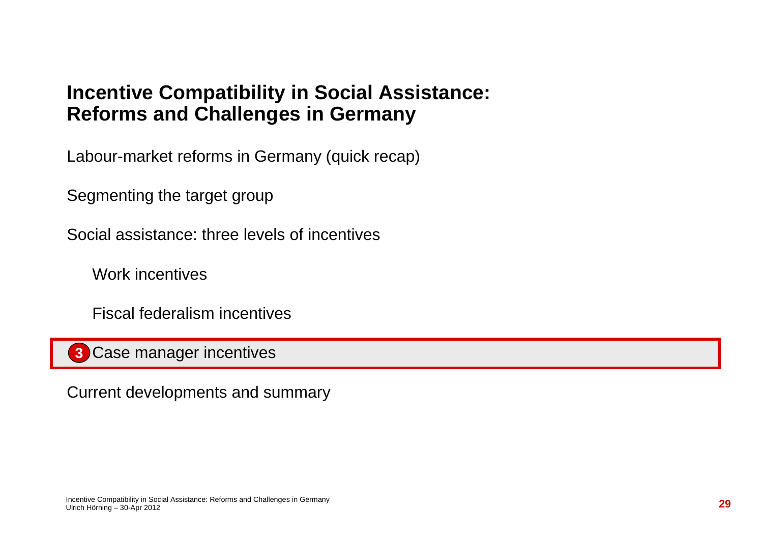# Incentive Compatibility in Social Assistance: Reforms and Challenges in Germany

Labour-market reforms in Germany (quick recap)

Segmenting the target group

Social assistance: three levels of incentives

- Work incentives
- Fiscal federalism incentives
- **3** Case manager incentives

Current developments and summary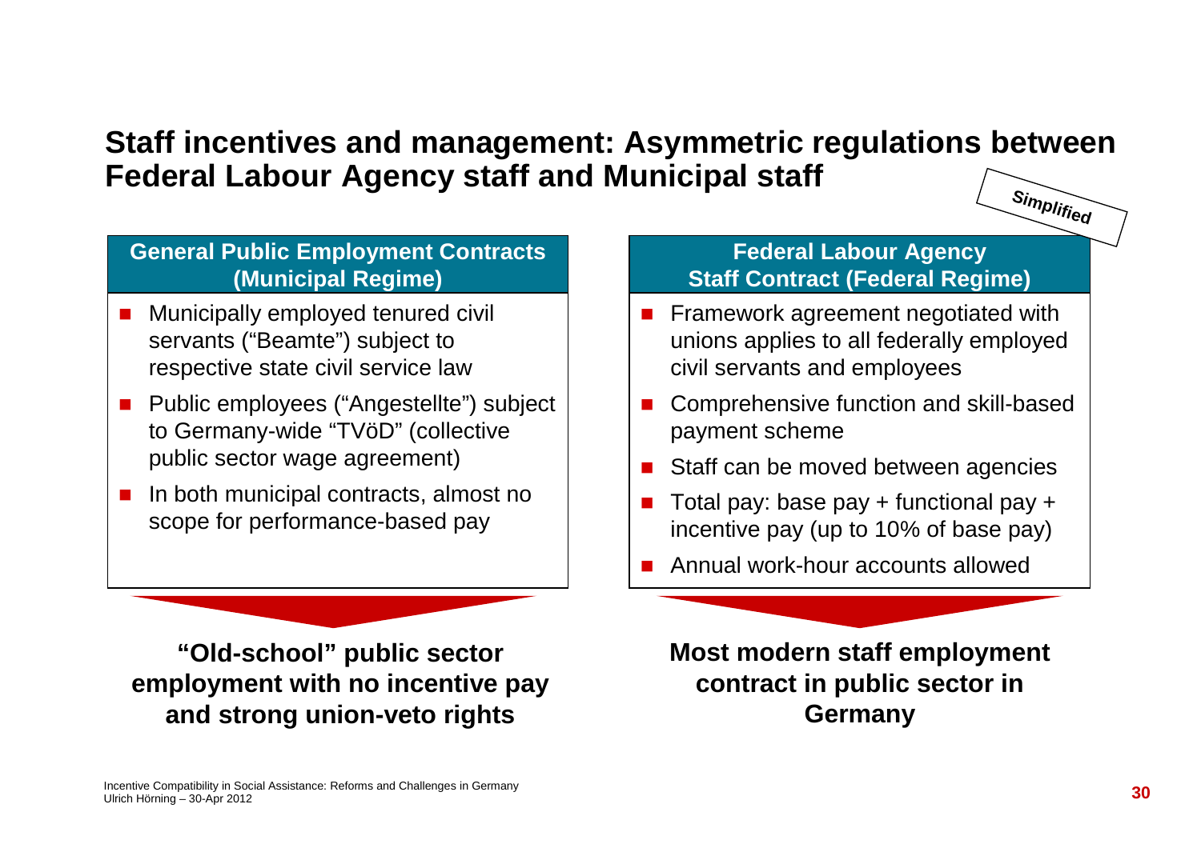## Staff incentives and management: Asymmetric regulations between Federal Labour Agency staff and Municipal staff

*Simplified*

### General Public Employment Contracts (Municipal Regime)

- Municipally employed tenured civil servants ("Beamte") subject to respective state civil service law
- Public employees ("Angestellte") subject to Germany-wide "TVöD" (collective public sector wage agreement)
- In both municipal contracts, almost no scope for performance-based pay

**"Old-school" public sector employment with no incentive pay and strong union-veto rights**

### Federal Labour Agency Staff Contract (Federal Regime)

- Framework agreement negotiated with unions applies to all federally employed civil servants and employees
- Comprehensive function and skill-based payment scheme
- Staff can be moved between agencies
- Total pay: base pay + functional pay + incentive pay (up to 10% of base pay)
- Annual work-hour accounts allowed

**Most modern staff employment contract in public sector in Germany**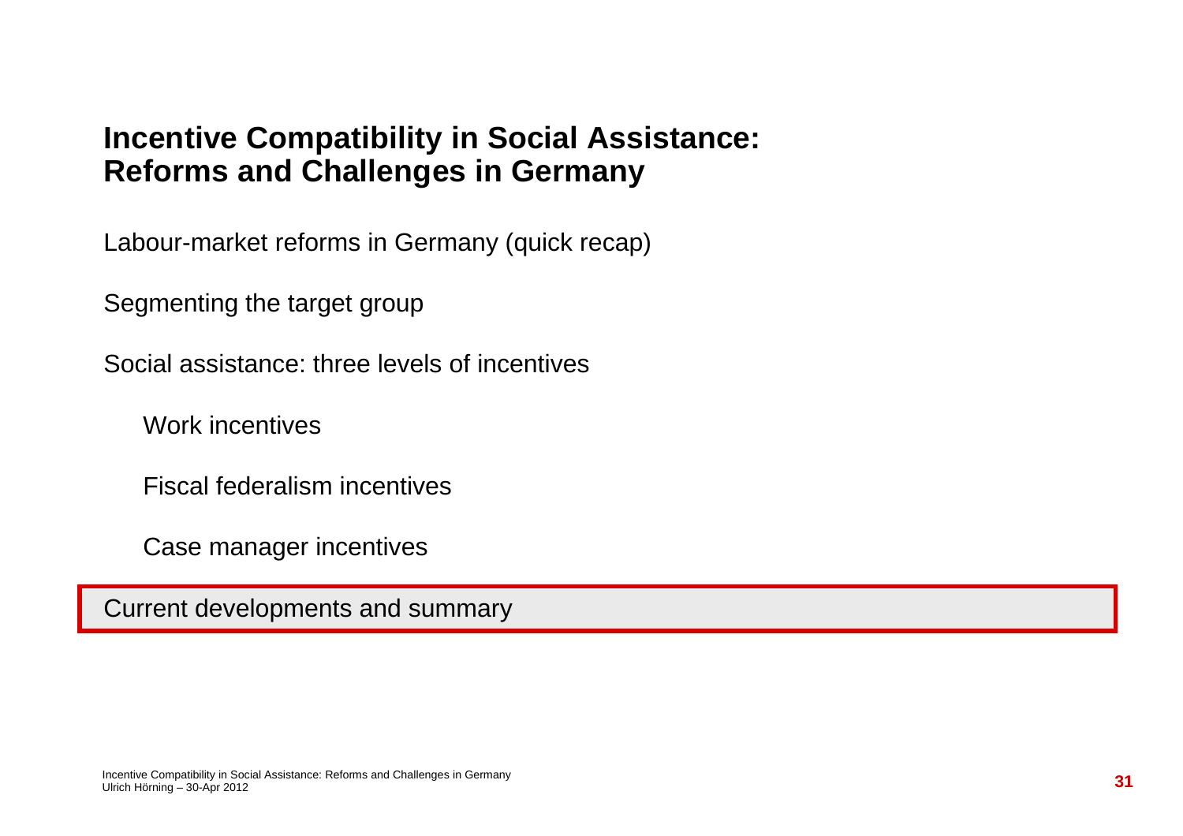# Incentive Compatibility in Social Assistance: Reforms and Challenges in Germany

Labour-market reforms in Germany (quick recap)

Segmenting the target group

Social assistance: three levels of incentives

- Work incentives
- Fiscal federalism incentives
- Case manager incentives

**Current developments and summary**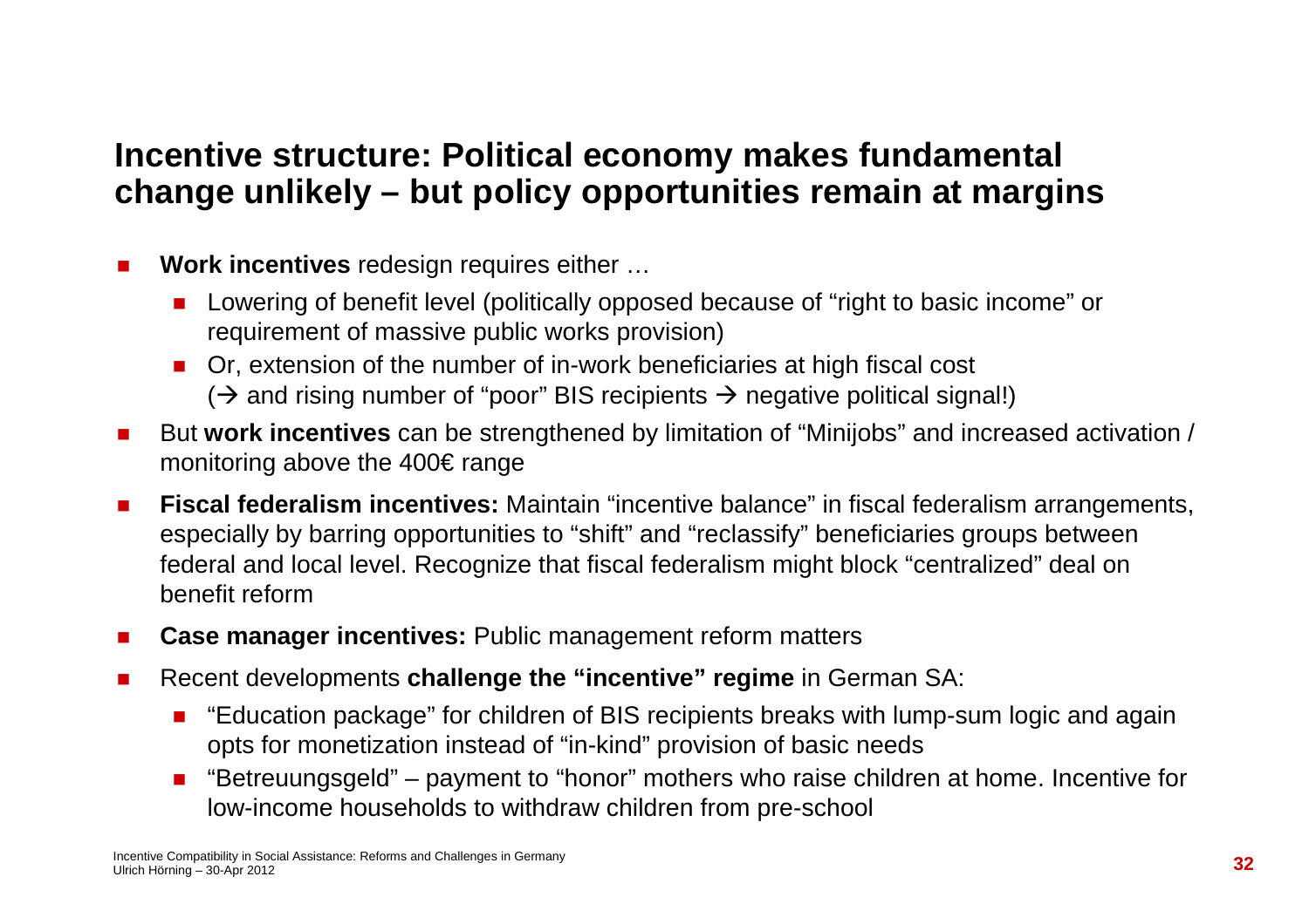## Incentive structure: Political economy makes fundamental change unlikely – but policy opportunities remain at margins

- **Work incentives** redesign requires either …
  - Lowering of benefit level (politically opposed because of "right to basic income" or requirement of massive public works provision)
  - Or, extension of the number of in-work beneficiaries at high fiscal cost (→ and rising number of "poor" BIS recipients → negative political signal!)
- But **work incentives** can be strengthened by limitation of "Minijobs" and increased activation / monitoring above the 400€ range
- **Fiscal federalism incentives:** Maintain "incentive balance" in fiscal federalism arrangements, especially by barring opportunities to "shift" and "reclassify" beneficiaries groups between federal and local level. Recognize that fiscal federalism might block "centralized" deal on benefit reform
- **Case manager incentives:** Public management reform matters
- Recent developments **challenge the "incentive" regime** in German SA:
  - "Education package" for children of BIS recipients breaks with lump-sum logic and again opts for monetization instead of "in-kind" provision of basic needs
  - "Betreuungsgeld" – payment to "honor" mothers who raise children at home. Incentive for low-income households to withdraw children from pre-school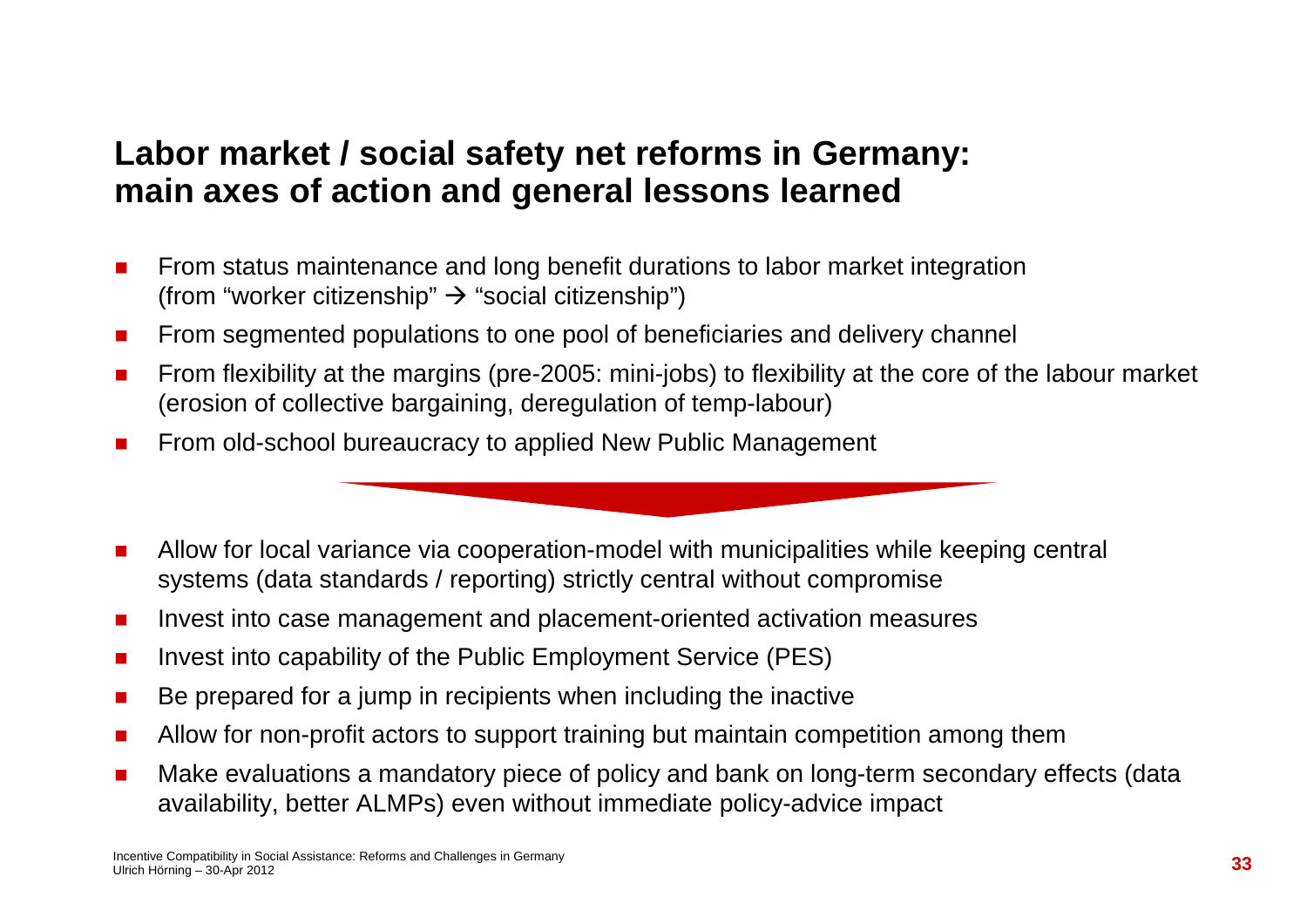## Labor market / social safety net reforms in Germany: main axes of action and general lessons learned

- From status maintenance and long benefit durations to labor market integration (from "worker citizenship" → "social citizenship")
- From segmented populations to one pool of beneficiaries and delivery channel
- From flexibility at the margins (pre-2005: mini-jobs) to flexibility at the core of the labour market (erosion of collective bargaining, deregulation of temp-labour)
- From old-school bureaucracy to applied New Public Management

- Allow for local variance via cooperation-model with municipalities while keeping central systems (data standards / reporting) strictly central without compromise
- Invest into case management and placement-oriented activation measures
- Invest into capability of the Public Employment Service (PES)
- Be prepared for a jump in recipients when including the inactive
- Allow for non-profit actors to support training but maintain competition among them
- Make evaluations a mandatory piece of policy and bank on long-term secondary effects (data availability, better ALMPs) even without immediate policy-advice impact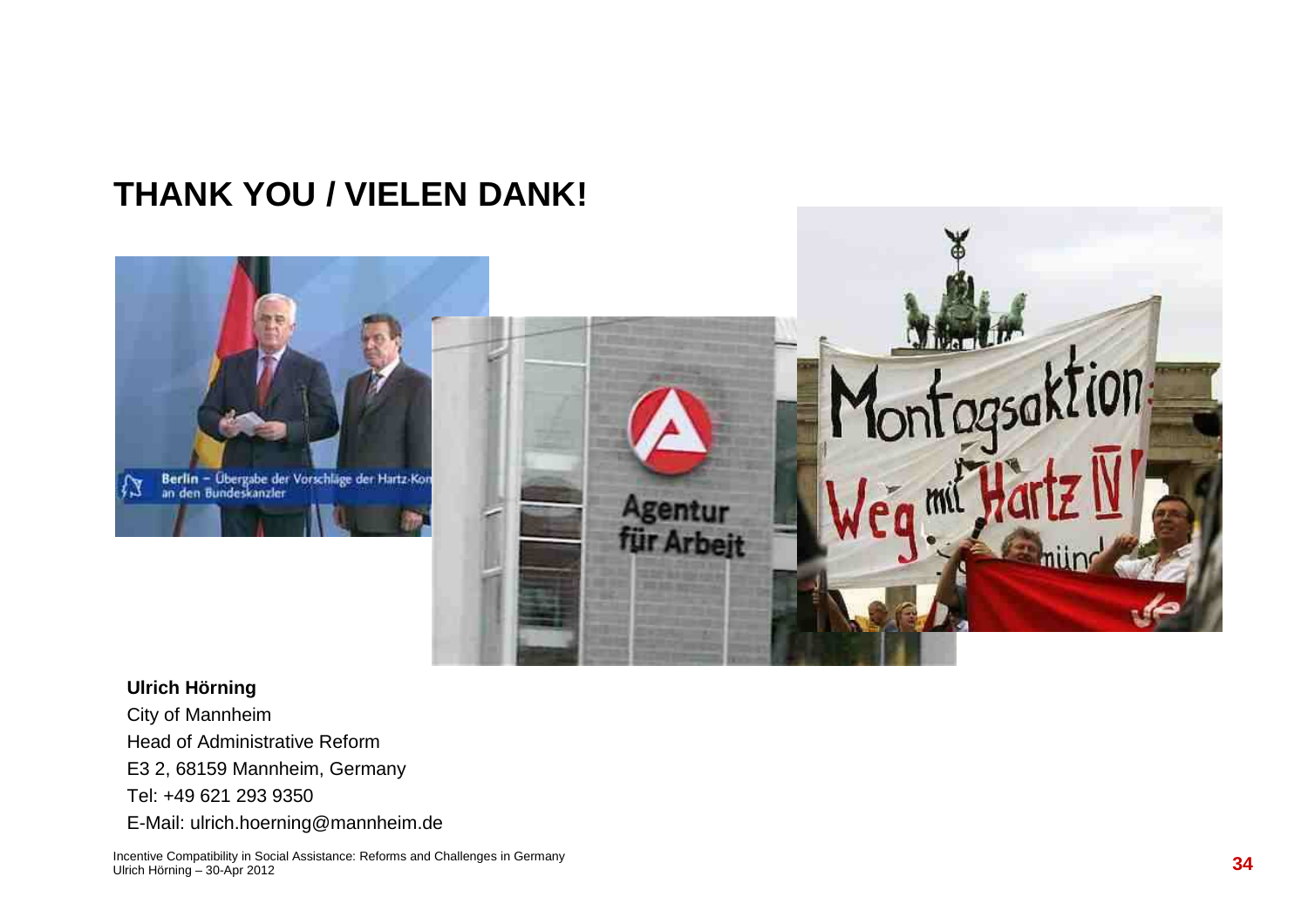# THANK YOU / VIELEN DANK!

**Ulrich Hörning**

City of Mannheim

Head of Administrative Reform

E3 2, 68159 Mannheim, Germany

Tel: +49 621 293 9350

E-Mail: ulrich.hoerning@mannheim.de